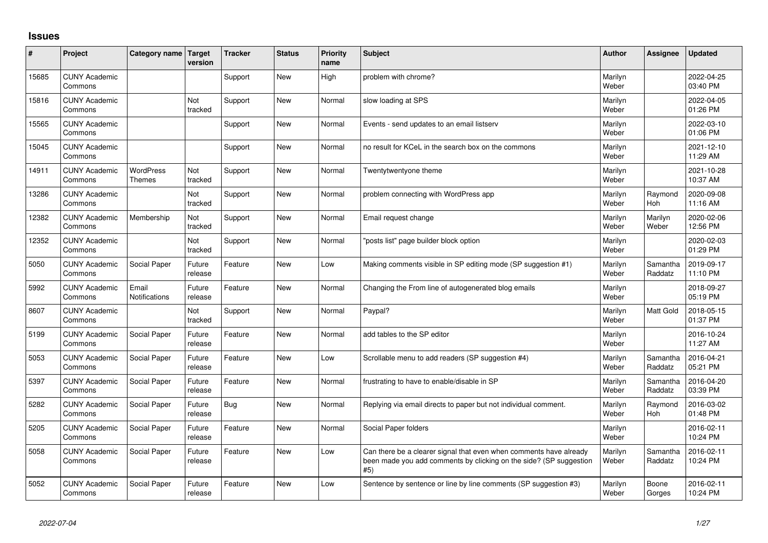# Issues

| # | Project | Category name | Target version | Tracker | Status | Priority name | Subject | Author | Assignee | Updated |
|---|---|---|---|---|---|---|---|---|---|---|
| 15685 | CUNY Academic Commons | | | Support | New | High | problem with chrome? | Marilyn Weber | | 2022-04-25 03:40 PM |
| 15816 | CUNY Academic Commons | | Not tracked | Support | New | Normal | slow loading at SPS | Marilyn Weber | | 2022-04-05 01:26 PM |
| 15565 | CUNY Academic Commons | | | Support | New | Normal | Events - send updates to an email listserv | Marilyn Weber | | 2022-03-10 01:06 PM |
| 15045 | CUNY Academic Commons | | | Support | New | Normal | no result for KCeL in the search box on the commons | Marilyn Weber | | 2021-12-10 11:29 AM |
| 14911 | CUNY Academic Commons | WordPress Themes | Not tracked | Support | New | Normal | Twentytwentyone theme | Marilyn Weber | | 2021-10-28 10:37 AM |
| 13286 | CUNY Academic Commons | | Not tracked | Support | New | Normal | problem connecting with WordPress app | Marilyn Weber | Raymond Hoh | 2020-09-08 11:16 AM |
| 12382 | CUNY Academic Commons | Membership | Not tracked | Support | New | Normal | Email request change | Marilyn Weber | Marilyn Weber | 2020-02-06 12:56 PM |
| 12352 | CUNY Academic Commons | | Not tracked | Support | New | Normal | "posts list" page builder block option | Marilyn Weber | | 2020-02-03 01:29 PM |
| 5050 | CUNY Academic Commons | Social Paper | Future release | Feature | New | Low | Making comments visible in SP editing mode (SP suggestion #1) | Marilyn Weber | Samantha Raddatz | 2019-09-17 11:10 PM |
| 5992 | CUNY Academic Commons | Email Notifications | Future release | Feature | New | Normal | Changing the From line of autogenerated blog emails | Marilyn Weber | | 2018-09-27 05:19 PM |
| 8607 | CUNY Academic Commons | | Not tracked | Support | New | Normal | Paypal? | Marilyn Weber | Matt Gold | 2018-05-15 01:37 PM |
| 5199 | CUNY Academic Commons | Social Paper | Future release | Feature | New | Normal | add tables to the SP editor | Marilyn Weber | | 2016-10-24 11:27 AM |
| 5053 | CUNY Academic Commons | Social Paper | Future release | Feature | New | Low | Scrollable menu to add readers (SP suggestion #4) | Marilyn Weber | Samantha Raddatz | 2016-04-21 05:21 PM |
| 5397 | CUNY Academic Commons | Social Paper | Future release | Feature | New | Normal | frustrating to have to enable/disable in SP | Marilyn Weber | Samantha Raddatz | 2016-04-20 03:39 PM |
| 5282 | CUNY Academic Commons | Social Paper | Future release | Bug | New | Normal | Replying via email directs to paper but not individual comment. | Marilyn Weber | Raymond Hoh | 2016-03-02 01:48 PM |
| 5205 | CUNY Academic Commons | Social Paper | Future release | Feature | New | Normal | Social Paper folders | Marilyn Weber | | 2016-02-11 10:24 PM |
| 5058 | CUNY Academic Commons | Social Paper | Future release | Feature | New | Low | Can there be a clearer signal that even when comments have already been made you add comments by clicking on the side? (SP suggestion #5) | Marilyn Weber | Samantha Raddatz | 2016-02-11 10:24 PM |
| 5052 | CUNY Academic Commons | Social Paper | Future release | Feature | New | Low | Sentence by sentence or line by line comments (SP suggestion #3) | Marilyn Weber | Boone Gorges | 2016-02-11 10:24 PM |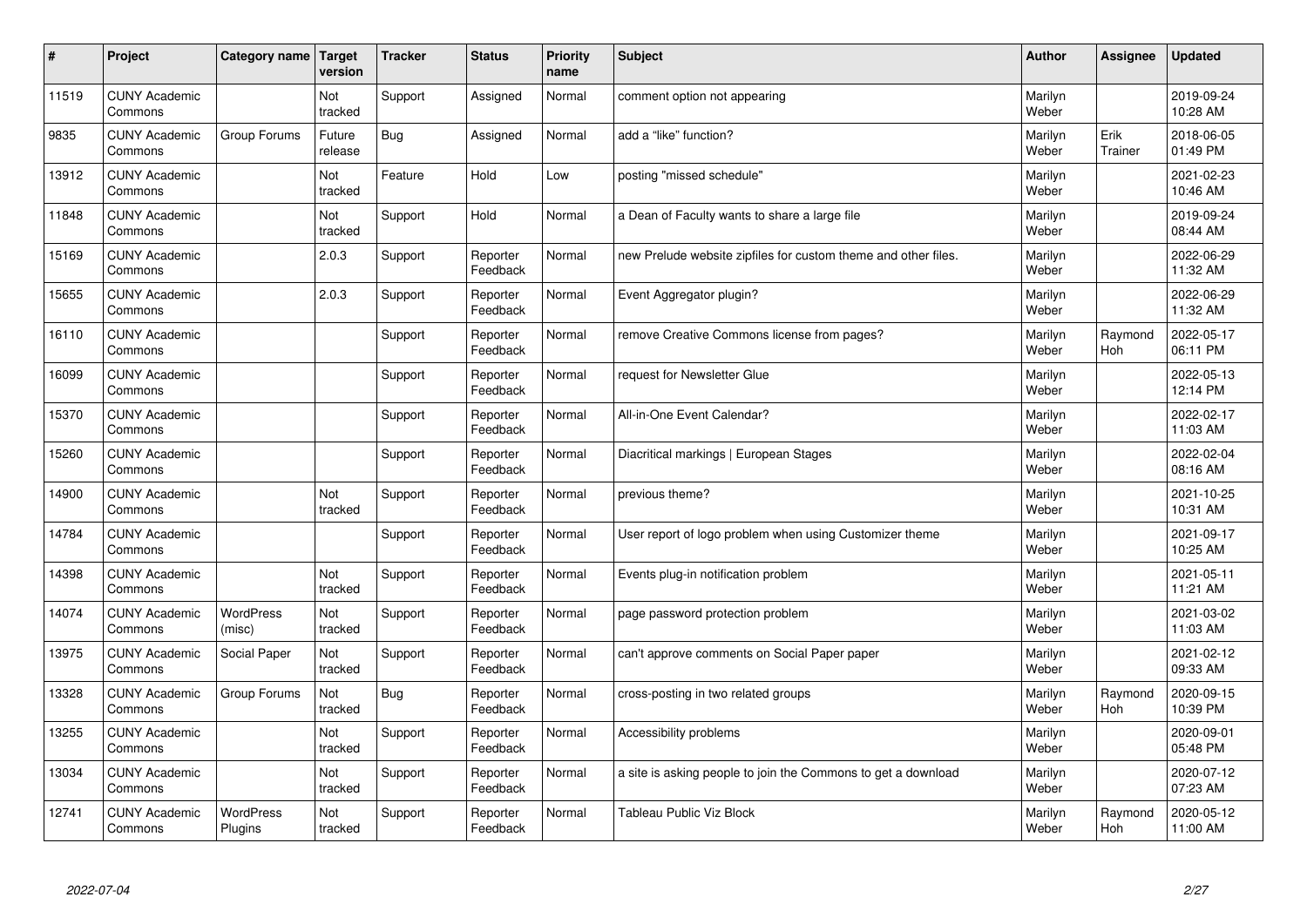| # | Project | Category name | Target version | Tracker | Status | Priority name | Subject | Author | Assignee | Updated |
|---|---|---|---|---|---|---|---|---|---|---|
| 11519 | CUNY Academic Commons | | Not tracked | Support | Assigned | Normal | comment option not appearing | Marilyn Weber | | 2019-09-24 10:28 AM |
| 9835 | CUNY Academic Commons | Group Forums | Future release | Bug | Assigned | Normal | add a "like" function? | Marilyn Weber | Erik Trainer | 2018-06-05 01:49 PM |
| 13912 | CUNY Academic Commons | | Not tracked | Feature | Hold | Low | posting "missed schedule" | Marilyn Weber | | 2021-02-23 10:46 AM |
| 11848 | CUNY Academic Commons | | Not tracked | Support | Hold | Normal | a Dean of Faculty wants to share a large file | Marilyn Weber | | 2019-09-24 08:44 AM |
| 15169 | CUNY Academic Commons | | 2.0.3 | Support | Reporter Feedback | Normal | new Prelude website zipfiles for custom theme and other files. | Marilyn Weber | | 2022-06-29 11:32 AM |
| 15655 | CUNY Academic Commons | | 2.0.3 | Support | Reporter Feedback | Normal | Event Aggregator plugin? | Marilyn Weber | | 2022-06-29 11:32 AM |
| 16110 | CUNY Academic Commons | | | Support | Reporter Feedback | Normal | remove Creative Commons license from pages? | Marilyn Weber | Raymond Hoh | 2022-05-17 06:11 PM |
| 16099 | CUNY Academic Commons | | | Support | Reporter Feedback | Normal | request for Newsletter Glue | Marilyn Weber | | 2022-05-13 12:14 PM |
| 15370 | CUNY Academic Commons | | | Support | Reporter Feedback | Normal | All-in-One Event Calendar? | Marilyn Weber | | 2022-02-17 11:03 AM |
| 15260 | CUNY Academic Commons | | | Support | Reporter Feedback | Normal | Diacritical markings \| European Stages | Marilyn Weber | | 2022-02-04 08:16 AM |
| 14900 | CUNY Academic Commons | | Not tracked | Support | Reporter Feedback | Normal | previous theme? | Marilyn Weber | | 2021-10-25 10:31 AM |
| 14784 | CUNY Academic Commons | | | Support | Reporter Feedback | Normal | User report of logo problem when using Customizer theme | Marilyn Weber | | 2021-09-17 10:25 AM |
| 14398 | CUNY Academic Commons | | Not tracked | Support | Reporter Feedback | Normal | Events plug-in notification problem | Marilyn Weber | | 2021-05-11 11:21 AM |
| 14074 | CUNY Academic Commons | WordPress (misc) | Not tracked | Support | Reporter Feedback | Normal | page password protection problem | Marilyn Weber | | 2021-03-02 11:03 AM |
| 13975 | CUNY Academic Commons | Social Paper | Not tracked | Support | Reporter Feedback | Normal | can't approve comments on Social Paper paper | Marilyn Weber | | 2021-02-12 09:33 AM |
| 13328 | CUNY Academic Commons | Group Forums | Not tracked | Bug | Reporter Feedback | Normal | cross-posting in two related groups | Marilyn Weber | Raymond Hoh | 2020-09-15 10:39 PM |
| 13255 | CUNY Academic Commons | | Not tracked | Support | Reporter Feedback | Normal | Accessibility problems | Marilyn Weber | | 2020-09-01 05:48 PM |
| 13034 | CUNY Academic Commons | | Not tracked | Support | Reporter Feedback | Normal | a site is asking people to join the Commons to get a download | Marilyn Weber | | 2020-07-12 07:23 AM |
| 12741 | CUNY Academic Commons | WordPress Plugins | Not tracked | Support | Reporter Feedback | Normal | Tableau Public Viz Block | Marilyn Weber | Raymond Hoh | 2020-05-12 11:00 AM |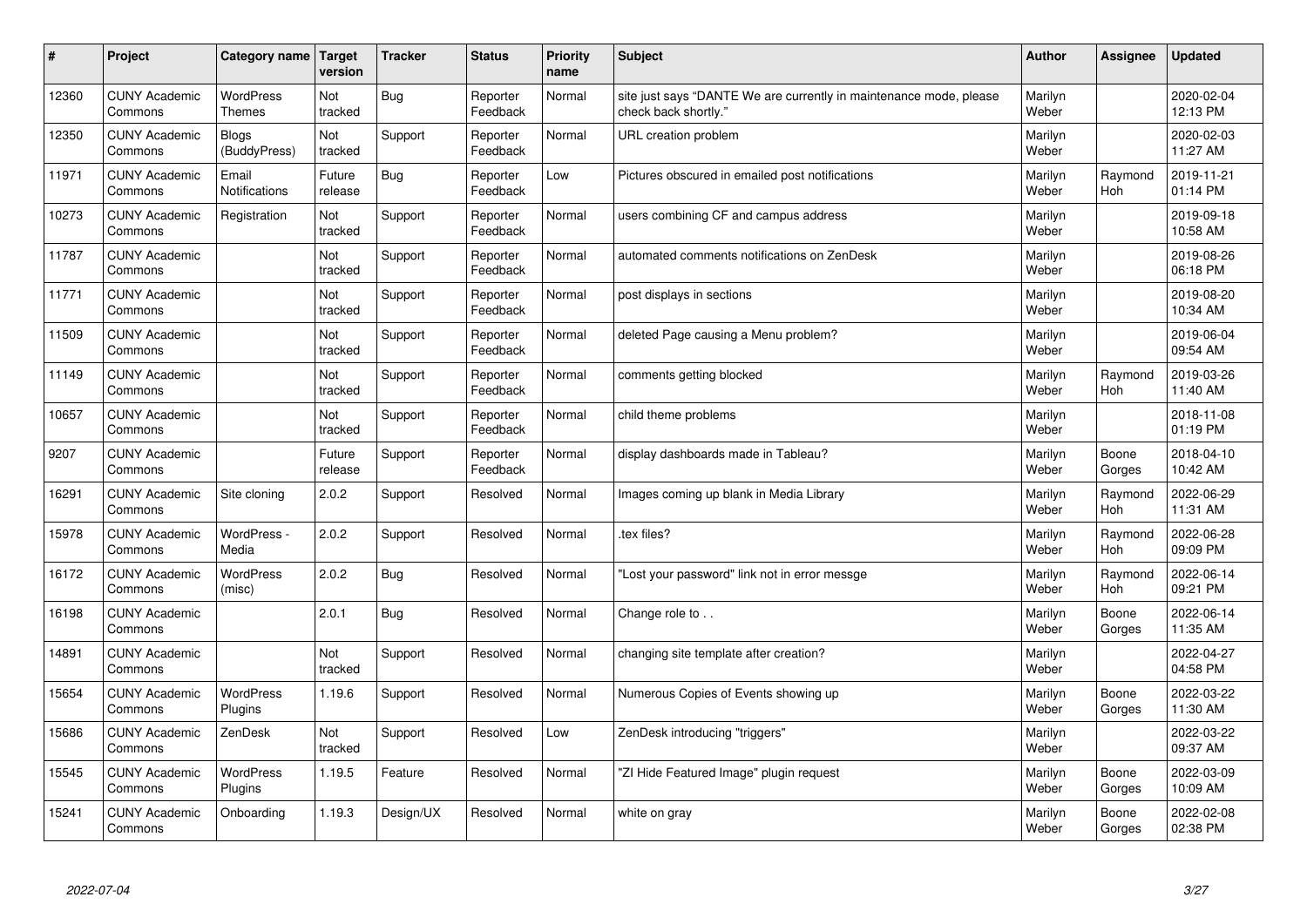| # | Project | Category name | Target version | Tracker | Status | Priority name | Subject | Author | Assignee | Updated |
|---|---|---|---|---|---|---|---|---|---|---|
| 12360 | CUNY Academic Commons | WordPress Themes | Not tracked | Bug | Reporter Feedback | Normal | site just says "DANTE We are currently in maintenance mode, please check back shortly." | Marilyn Weber | | 2020-02-04 12:13 PM |
| 12350 | CUNY Academic Commons | Blogs (BuddyPress) | Not tracked | Support | Reporter Feedback | Normal | URL creation problem | Marilyn Weber | | 2020-02-03 11:27 AM |
| 11971 | CUNY Academic Commons | Email Notifications | Future release | Bug | Reporter Feedback | Low | Pictures obscured in emailed post notifications | Marilyn Weber | Raymond Hoh | 2019-11-21 01:14 PM |
| 10273 | CUNY Academic Commons | Registration | Not tracked | Support | Reporter Feedback | Normal | users combining CF and campus address | Marilyn Weber | | 2019-09-18 10:58 AM |
| 11787 | CUNY Academic Commons | | Not tracked | Support | Reporter Feedback | Normal | automated comments notifications on ZenDesk | Marilyn Weber | | 2019-08-26 06:18 PM |
| 11771 | CUNY Academic Commons | | Not tracked | Support | Reporter Feedback | Normal | post displays in sections | Marilyn Weber | | 2019-08-20 10:34 AM |
| 11509 | CUNY Academic Commons | | Not tracked | Support | Reporter Feedback | Normal | deleted Page causing a Menu problem? | Marilyn Weber | | 2019-06-04 09:54 AM |
| 11149 | CUNY Academic Commons | | Not tracked | Support | Reporter Feedback | Normal | comments getting blocked | Marilyn Weber | Raymond Hoh | 2019-03-26 11:40 AM |
| 10657 | CUNY Academic Commons | | Not tracked | Support | Reporter Feedback | Normal | child theme problems | Marilyn Weber | | 2018-11-08 01:19 PM |
| 9207 | CUNY Academic Commons | | Future release | Support | Reporter Feedback | Normal | display dashboards made in Tableau? | Marilyn Weber | Boone Gorges | 2018-04-10 10:42 AM |
| 16291 | CUNY Academic Commons | Site cloning | 2.0.2 | Support | Resolved | Normal | Images coming up blank in Media Library | Marilyn Weber | Raymond Hoh | 2022-06-29 11:31 AM |
| 15978 | CUNY Academic Commons | WordPress - Media | 2.0.2 | Support | Resolved | Normal | .tex files? | Marilyn Weber | Raymond Hoh | 2022-06-28 09:09 PM |
| 16172 | CUNY Academic Commons | WordPress (misc) | 2.0.2 | Bug | Resolved | Normal | "Lost your password" link not in error messge | Marilyn Weber | Raymond Hoh | 2022-06-14 09:21 PM |
| 16198 | CUNY Academic Commons | | 2.0.1 | Bug | Resolved | Normal | Change role to . . | Marilyn Weber | Boone Gorges | 2022-06-14 11:35 AM |
| 14891 | CUNY Academic Commons | | Not tracked | Support | Resolved | Normal | changing site template after creation? | Marilyn Weber | | 2022-04-27 04:58 PM |
| 15654 | CUNY Academic Commons | WordPress Plugins | 1.19.6 | Support | Resolved | Normal | Numerous Copies of Events showing up | Marilyn Weber | Boone Gorges | 2022-03-22 11:30 AM |
| 15686 | CUNY Academic Commons | ZenDesk | Not tracked | Support | Resolved | Low | ZenDesk introducing "triggers" | Marilyn Weber | | 2022-03-22 09:37 AM |
| 15545 | CUNY Academic Commons | WordPress Plugins | 1.19.5 | Feature | Resolved | Normal | "ZI Hide Featured Image" plugin request | Marilyn Weber | Boone Gorges | 2022-03-09 10:09 AM |
| 15241 | CUNY Academic Commons | Onboarding | 1.19.3 | Design/UX | Resolved | Normal | white on gray | Marilyn Weber | Boone Gorges | 2022-02-08 02:38 PM |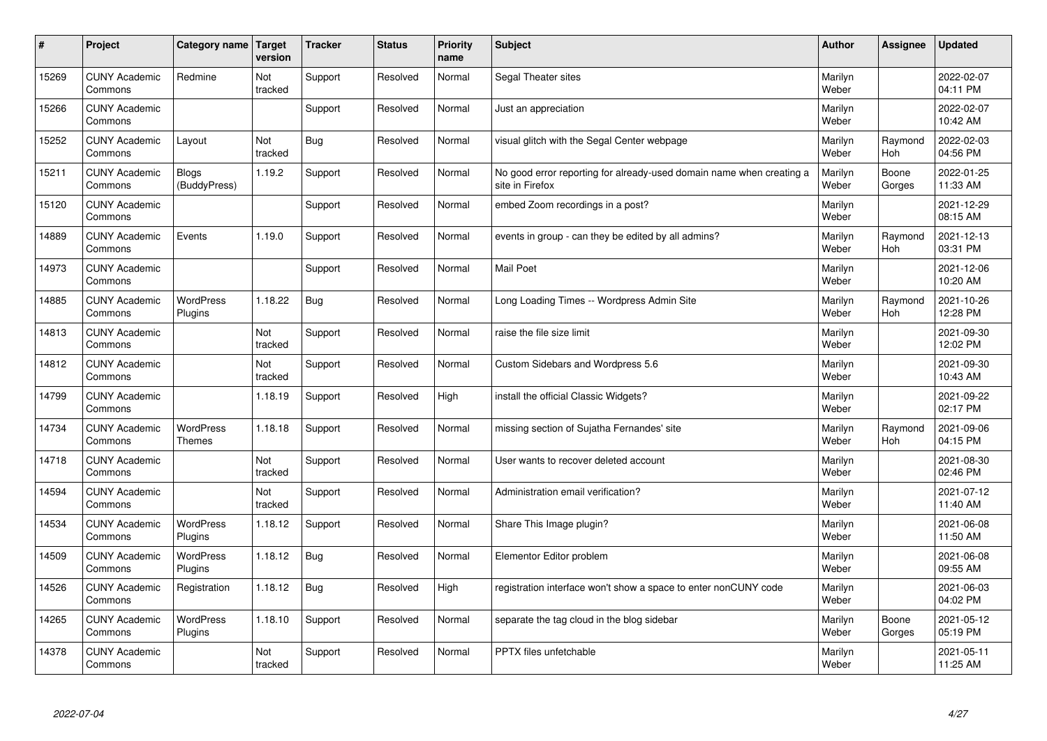| # | Project | Category name | Target version | Tracker | Status | Priority name | Subject | Author | Assignee | Updated |
|---|---|---|---|---|---|---|---|---|---|---|
| 15269 | CUNY Academic Commons | Redmine | Not tracked | Support | Resolved | Normal | Segal Theater sites | Marilyn Weber | | 2022-02-07 04:11 PM |
| 15266 | CUNY Academic Commons | | | Support | Resolved | Normal | Just an appreciation | Marilyn Weber | | 2022-02-07 10:42 AM |
| 15252 | CUNY Academic Commons | Layout | Not tracked | Bug | Resolved | Normal | visual glitch with the Segal Center webpage | Marilyn Weber | Raymond Hoh | 2022-02-03 04:56 PM |
| 15211 | CUNY Academic Commons | Blogs (BuddyPress) | 1.19.2 | Support | Resolved | Normal | No good error reporting for already-used domain name when creating a site in Firefox | Marilyn Weber | Boone Gorges | 2022-01-25 11:33 AM |
| 15120 | CUNY Academic Commons | | | Support | Resolved | Normal | embed Zoom recordings in a post? | Marilyn Weber | | 2021-12-29 08:15 AM |
| 14889 | CUNY Academic Commons | Events | 1.19.0 | Support | Resolved | Normal | events in group - can they be edited by all admins? | Marilyn Weber | Raymond Hoh | 2021-12-13 03:31 PM |
| 14973 | CUNY Academic Commons | | | Support | Resolved | Normal | Mail Poet | Marilyn Weber | | 2021-12-06 10:20 AM |
| 14885 | CUNY Academic Commons | WordPress Plugins | 1.18.22 | Bug | Resolved | Normal | Long Loading Times -- Wordpress Admin Site | Marilyn Weber | Raymond Hoh | 2021-10-26 12:28 PM |
| 14813 | CUNY Academic Commons | | Not tracked | Support | Resolved | Normal | raise the file size limit | Marilyn Weber | | 2021-09-30 12:02 PM |
| 14812 | CUNY Academic Commons | | Not tracked | Support | Resolved | Normal | Custom Sidebars and Wordpress 5.6 | Marilyn Weber | | 2021-09-30 10:43 AM |
| 14799 | CUNY Academic Commons | | 1.18.19 | Support | Resolved | High | install the official Classic Widgets? | Marilyn Weber | | 2021-09-22 02:17 PM |
| 14734 | CUNY Academic Commons | WordPress Themes | 1.18.18 | Support | Resolved | Normal | missing section of Sujatha Fernandes' site | Marilyn Weber | Raymond Hoh | 2021-09-06 04:15 PM |
| 14718 | CUNY Academic Commons | | Not tracked | Support | Resolved | Normal | User wants to recover deleted account | Marilyn Weber | | 2021-08-30 02:46 PM |
| 14594 | CUNY Academic Commons | | Not tracked | Support | Resolved | Normal | Administration email verification? | Marilyn Weber | | 2021-07-12 11:40 AM |
| 14534 | CUNY Academic Commons | WordPress Plugins | 1.18.12 | Support | Resolved | Normal | Share This Image plugin? | Marilyn Weber | | 2021-06-08 11:50 AM |
| 14509 | CUNY Academic Commons | WordPress Plugins | 1.18.12 | Bug | Resolved | Normal | Elementor Editor problem | Marilyn Weber | | 2021-06-08 09:55 AM |
| 14526 | CUNY Academic Commons | Registration | 1.18.12 | Bug | Resolved | High | registration interface won't show a space to enter nonCUNY code | Marilyn Weber | | 2021-06-03 04:02 PM |
| 14265 | CUNY Academic Commons | WordPress Plugins | 1.18.10 | Support | Resolved | Normal | separate the tag cloud in the blog sidebar | Marilyn Weber | Boone Gorges | 2021-05-12 05:19 PM |
| 14378 | CUNY Academic Commons | | Not tracked | Support | Resolved | Normal | PPTX files unfetchable | Marilyn Weber | | 2021-05-11 11:25 AM |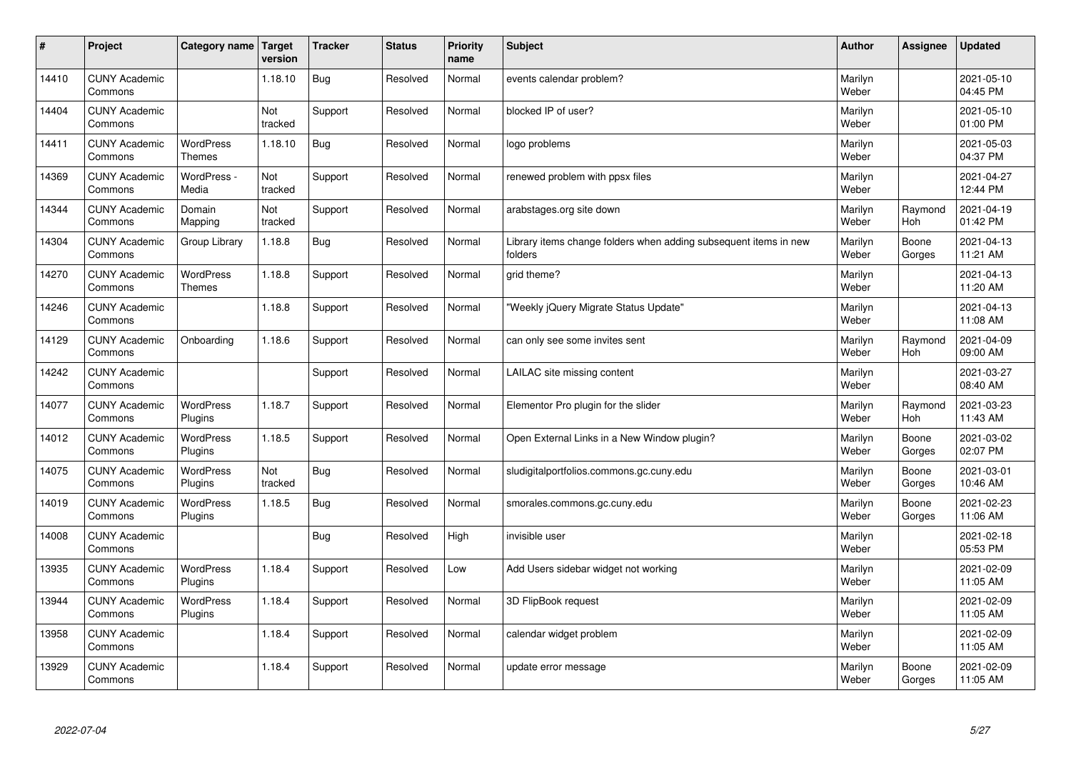| # | Project | Category name | Target version | Tracker | Status | Priority name | Subject | Author | Assignee | Updated |
|---|---|---|---|---|---|---|---|---|---|---|
| 14410 | CUNY Academic Commons | | 1.18.10 | Bug | Resolved | Normal | events calendar problem? | Marilyn Weber | | 2021-05-10 04:45 PM |
| 14404 | CUNY Academic Commons | | Not tracked | Support | Resolved | Normal | blocked IP of user? | Marilyn Weber | | 2021-05-10 01:00 PM |
| 14411 | CUNY Academic Commons | WordPress Themes | 1.18.10 | Bug | Resolved | Normal | logo problems | Marilyn Weber | | 2021-05-03 04:37 PM |
| 14369 | CUNY Academic Commons | WordPress - Media | Not tracked | Support | Resolved | Normal | renewed problem with ppsx files | Marilyn Weber | | 2021-04-27 12:44 PM |
| 14344 | CUNY Academic Commons | Domain Mapping | Not tracked | Support | Resolved | Normal | arabstages.org site down | Marilyn Weber | Raymond Hoh | 2021-04-19 01:42 PM |
| 14304 | CUNY Academic Commons | Group Library | 1.18.8 | Bug | Resolved | Normal | Library items change folders when adding subsequent items in new folders | Marilyn Weber | Boone Gorges | 2021-04-13 11:21 AM |
| 14270 | CUNY Academic Commons | WordPress Themes | 1.18.8 | Support | Resolved | Normal | grid theme? | Marilyn Weber | | 2021-04-13 11:20 AM |
| 14246 | CUNY Academic Commons | | 1.18.8 | Support | Resolved | Normal | "Weekly jQuery Migrate Status Update" | Marilyn Weber | | 2021-04-13 11:08 AM |
| 14129 | CUNY Academic Commons | Onboarding | 1.18.6 | Support | Resolved | Normal | can only see some invites sent | Marilyn Weber | Raymond Hoh | 2021-04-09 09:00 AM |
| 14242 | CUNY Academic Commons | | | Support | Resolved | Normal | LAILAC site missing content | Marilyn Weber | | 2021-03-27 08:40 AM |
| 14077 | CUNY Academic Commons | WordPress Plugins | 1.18.7 | Support | Resolved | Normal | Elementor Pro plugin for the slider | Marilyn Weber | Raymond Hoh | 2021-03-23 11:43 AM |
| 14012 | CUNY Academic Commons | WordPress Plugins | 1.18.5 | Support | Resolved | Normal | Open External Links in a New Window plugin? | Marilyn Weber | Boone Gorges | 2021-03-02 02:07 PM |
| 14075 | CUNY Academic Commons | WordPress Plugins | Not tracked | Bug | Resolved | Normal | sludigitalportfolios.commons.gc.cuny.edu | Marilyn Weber | Boone Gorges | 2021-03-01 10:46 AM |
| 14019 | CUNY Academic Commons | WordPress Plugins | 1.18.5 | Bug | Resolved | Normal | smorales.commons.gc.cuny.edu | Marilyn Weber | Boone Gorges | 2021-02-23 11:06 AM |
| 14008 | CUNY Academic Commons | | | Bug | Resolved | High | invisible user | Marilyn Weber | | 2021-02-18 05:53 PM |
| 13935 | CUNY Academic Commons | WordPress Plugins | 1.18.4 | Support | Resolved | Low | Add Users sidebar widget not working | Marilyn Weber | | 2021-02-09 11:05 AM |
| 13944 | CUNY Academic Commons | WordPress Plugins | 1.18.4 | Support | Resolved | Normal | 3D FlipBook request | Marilyn Weber | | 2021-02-09 11:05 AM |
| 13958 | CUNY Academic Commons | | 1.18.4 | Support | Resolved | Normal | calendar widget problem | Marilyn Weber | | 2021-02-09 11:05 AM |
| 13929 | CUNY Academic Commons | | 1.18.4 | Support | Resolved | Normal | update error message | Marilyn Weber | Boone Gorges | 2021-02-09 11:05 AM |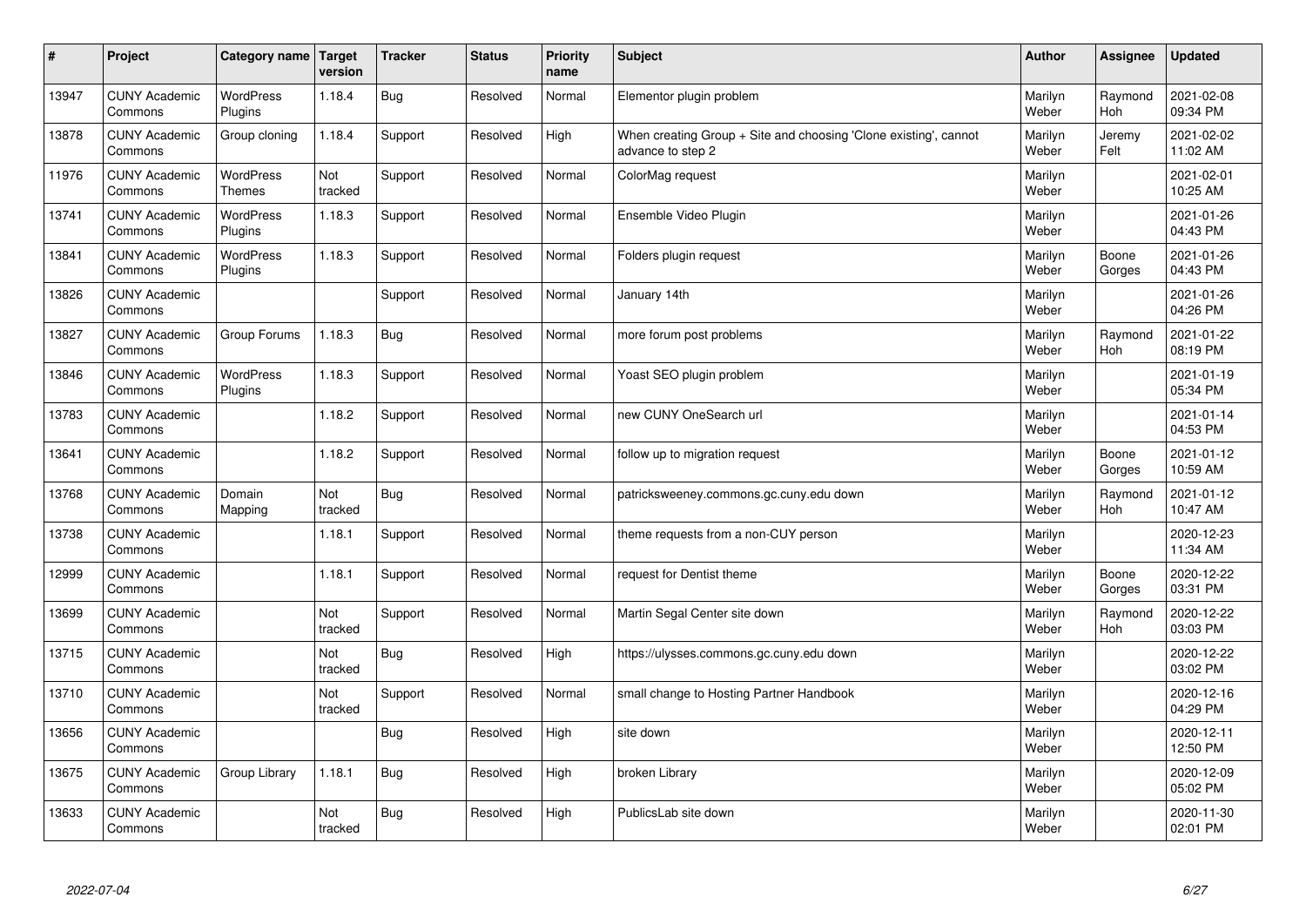| # | Project | Category name | Target version | Tracker | Status | Priority name | Subject | Author | Assignee | Updated |
|---|---|---|---|---|---|---|---|---|---|---|
| 13947 | CUNY Academic Commons | WordPress Plugins | 1.18.4 | Bug | Resolved | Normal | Elementor plugin problem | Marilyn Weber | Raymond Hoh | 2021-02-08 09:34 PM |
| 13878 | CUNY Academic Commons | Group cloning | 1.18.4 | Support | Resolved | High | When creating Group + Site and choosing 'Clone existing', cannot advance to step 2 | Marilyn Weber | Jeremy Felt | 2021-02-02 11:02 AM |
| 11976 | CUNY Academic Commons | WordPress Themes | Not tracked | Support | Resolved | Normal | ColorMag request | Marilyn Weber | | 2021-02-01 10:25 AM |
| 13741 | CUNY Academic Commons | WordPress Plugins | 1.18.3 | Support | Resolved | Normal | Ensemble Video Plugin | Marilyn Weber | | 2021-01-26 04:43 PM |
| 13841 | CUNY Academic Commons | WordPress Plugins | 1.18.3 | Support | Resolved | Normal | Folders plugin request | Marilyn Weber | Boone Gorges | 2021-01-26 04:43 PM |
| 13826 | CUNY Academic Commons | | | Support | Resolved | Normal | January 14th | Marilyn Weber | | 2021-01-26 04:26 PM |
| 13827 | CUNY Academic Commons | Group Forums | 1.18.3 | Bug | Resolved | Normal | more forum post problems | Marilyn Weber | Raymond Hoh | 2021-01-22 08:19 PM |
| 13846 | CUNY Academic Commons | WordPress Plugins | 1.18.3 | Support | Resolved | Normal | Yoast SEO plugin problem | Marilyn Weber | | 2021-01-19 05:34 PM |
| 13783 | CUNY Academic Commons | | 1.18.2 | Support | Resolved | Normal | new CUNY OneSearch url | Marilyn Weber | | 2021-01-14 04:53 PM |
| 13641 | CUNY Academic Commons | | 1.18.2 | Support | Resolved | Normal | follow up to migration request | Marilyn Weber | Boone Gorges | 2021-01-12 10:59 AM |
| 13768 | CUNY Academic Commons | Domain Mapping | Not tracked | Bug | Resolved | Normal | patricksweeney.commons.gc.cuny.edu down | Marilyn Weber | Raymond Hoh | 2021-01-12 10:47 AM |
| 13738 | CUNY Academic Commons | | 1.18.1 | Support | Resolved | Normal | theme requests from a non-CUY person | Marilyn Weber | | 2020-12-23 11:34 AM |
| 12999 | CUNY Academic Commons | | 1.18.1 | Support | Resolved | Normal | request for Dentist theme | Marilyn Weber | Boone Gorges | 2020-12-22 03:31 PM |
| 13699 | CUNY Academic Commons | | Not tracked | Support | Resolved | Normal | Martin Segal Center site down | Marilyn Weber | Raymond Hoh | 2020-12-22 03:03 PM |
| 13715 | CUNY Academic Commons | | Not tracked | Bug | Resolved | High | https://ulysses.commons.gc.cuny.edu down | Marilyn Weber | | 2020-12-22 03:02 PM |
| 13710 | CUNY Academic Commons | | Not tracked | Support | Resolved | Normal | small change to Hosting Partner Handbook | Marilyn Weber | | 2020-12-16 04:29 PM |
| 13656 | CUNY Academic Commons | | | Bug | Resolved | High | site down | Marilyn Weber | | 2020-12-11 12:50 PM |
| 13675 | CUNY Academic Commons | Group Library | 1.18.1 | Bug | Resolved | High | broken Library | Marilyn Weber | | 2020-12-09 05:02 PM |
| 13633 | CUNY Academic Commons | | Not tracked | Bug | Resolved | High | PublicsLab site down | Marilyn Weber | | 2020-11-30 02:01 PM |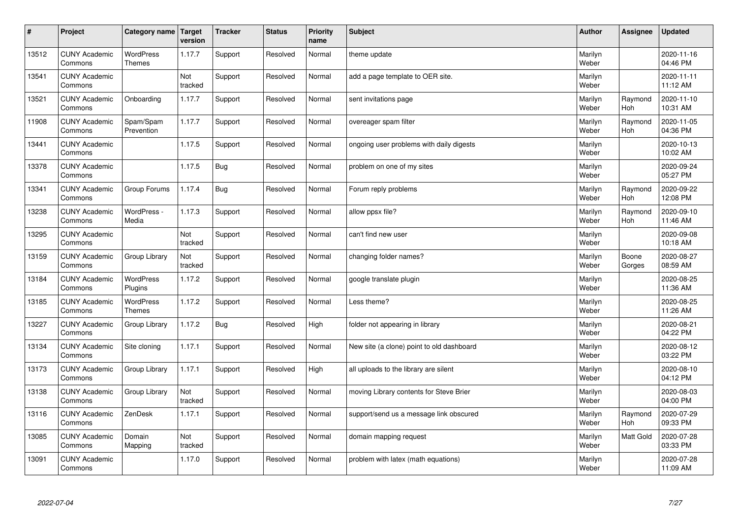| # | Project | Category name | Target version | Tracker | Status | Priority name | Subject | Author | Assignee | Updated |
|---|---|---|---|---|---|---|---|---|---|---|
| 13512 | CUNY Academic Commons | WordPress Themes | 1.17.7 | Support | Resolved | Normal | theme update | Marilyn Weber | | 2020-11-16 04:46 PM |
| 13541 | CUNY Academic Commons | | Not tracked | Support | Resolved | Normal | add a page template to OER site. | Marilyn Weber | | 2020-11-11 11:12 AM |
| 13521 | CUNY Academic Commons | Onboarding | 1.17.7 | Support | Resolved | Normal | sent invitations page | Marilyn Weber | Raymond Hoh | 2020-11-10 10:31 AM |
| 11908 | CUNY Academic Commons | Spam/Spam Prevention | 1.17.7 | Support | Resolved | Normal | overeager spam filter | Marilyn Weber | Raymond Hoh | 2020-11-05 04:36 PM |
| 13441 | CUNY Academic Commons | | 1.17.5 | Support | Resolved | Normal | ongoing user problems with daily digests | Marilyn Weber | | 2020-10-13 10:02 AM |
| 13378 | CUNY Academic Commons | | 1.17.5 | Bug | Resolved | Normal | problem on one of my sites | Marilyn Weber | | 2020-09-24 05:27 PM |
| 13341 | CUNY Academic Commons | Group Forums | 1.17.4 | Bug | Resolved | Normal | Forum reply problems | Marilyn Weber | Raymond Hoh | 2020-09-22 12:08 PM |
| 13238 | CUNY Academic Commons | WordPress - Media | 1.17.3 | Support | Resolved | Normal | allow ppsx file? | Marilyn Weber | Raymond Hoh | 2020-09-10 11:46 AM |
| 13295 | CUNY Academic Commons | | Not tracked | Support | Resolved | Normal | can't find new user | Marilyn Weber | | 2020-09-08 10:18 AM |
| 13159 | CUNY Academic Commons | Group Library | Not tracked | Support | Resolved | Normal | changing folder names? | Marilyn Weber | Boone Gorges | 2020-08-27 08:59 AM |
| 13184 | CUNY Academic Commons | WordPress Plugins | 1.17.2 | Support | Resolved | Normal | google translate plugin | Marilyn Weber | | 2020-08-25 11:36 AM |
| 13185 | CUNY Academic Commons | WordPress Themes | 1.17.2 | Support | Resolved | Normal | Less theme? | Marilyn Weber | | 2020-08-25 11:26 AM |
| 13227 | CUNY Academic Commons | Group Library | 1.17.2 | Bug | Resolved | High | folder not appearing in library | Marilyn Weber | | 2020-08-21 04:22 PM |
| 13134 | CUNY Academic Commons | Site cloning | 1.17.1 | Support | Resolved | Normal | New site (a clone) point to old dashboard | Marilyn Weber | | 2020-08-12 03:22 PM |
| 13173 | CUNY Academic Commons | Group Library | 1.17.1 | Support | Resolved | High | all uploads to the library are silent | Marilyn Weber | | 2020-08-10 04:12 PM |
| 13138 | CUNY Academic Commons | Group Library | Not tracked | Support | Resolved | Normal | moving Library contents for Steve Brier | Marilyn Weber | | 2020-08-03 04:00 PM |
| 13116 | CUNY Academic Commons | ZenDesk | 1.17.1 | Support | Resolved | Normal | support/send us a message link obscured | Marilyn Weber | Raymond Hoh | 2020-07-29 09:33 PM |
| 13085 | CUNY Academic Commons | Domain Mapping | Not tracked | Support | Resolved | Normal | domain mapping request | Marilyn Weber | Matt Gold | 2020-07-28 03:33 PM |
| 13091 | CUNY Academic Commons | | 1.17.0 | Support | Resolved | Normal | problem with latex (math equations) | Marilyn Weber | | 2020-07-28 11:09 AM |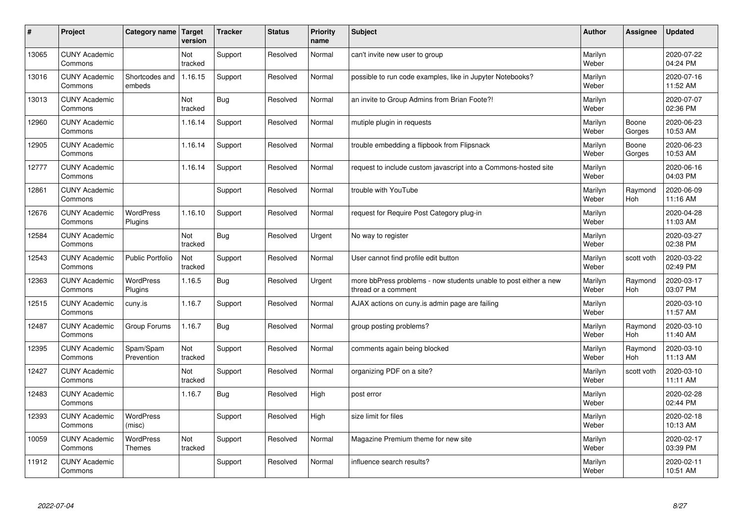| # | Project | Category name | Target version | Tracker | Status | Priority name | Subject | Author | Assignee | Updated |
|---|---|---|---|---|---|---|---|---|---|---|
| 13065 | CUNY Academic Commons | | Not tracked | Support | Resolved | Normal | can't invite new user to group | Marilyn Weber | | 2020-07-22 04:24 PM |
| 13016 | CUNY Academic Commons | Shortcodes and embeds | 1.16.15 | Support | Resolved | Normal | possible to run code examples, like in Jupyter Notebooks? | Marilyn Weber | | 2020-07-16 11:52 AM |
| 13013 | CUNY Academic Commons | | Not tracked | Bug | Resolved | Normal | an invite to Group Admins from Brian Foote?! | Marilyn Weber | | 2020-07-07 02:36 PM |
| 12960 | CUNY Academic Commons | | 1.16.14 | Support | Resolved | Normal | mutiple plugin in requests | Marilyn Weber | Boone Gorges | 2020-06-23 10:53 AM |
| 12905 | CUNY Academic Commons | | 1.16.14 | Support | Resolved | Normal | trouble embedding a flipbook from Flipsnack | Marilyn Weber | Boone Gorges | 2020-06-23 10:53 AM |
| 12777 | CUNY Academic Commons | | 1.16.14 | Support | Resolved | Normal | request to include custom javascript into a Commons-hosted site | Marilyn Weber | | 2020-06-16 04:03 PM |
| 12861 | CUNY Academic Commons | | | Support | Resolved | Normal | trouble with YouTube | Marilyn Weber | Raymond Hoh | 2020-06-09 11:16 AM |
| 12676 | CUNY Academic Commons | WordPress Plugins | 1.16.10 | Support | Resolved | Normal | request for Require Post Category plug-in | Marilyn Weber | | 2020-04-28 11:03 AM |
| 12584 | CUNY Academic Commons | | Not tracked | Bug | Resolved | Urgent | No way to register | Marilyn Weber | | 2020-03-27 02:38 PM |
| 12543 | CUNY Academic Commons | Public Portfolio | Not tracked | Support | Resolved | Normal | User cannot find profile edit button | Marilyn Weber | scott voth | 2020-03-22 02:49 PM |
| 12363 | CUNY Academic Commons | WordPress Plugins | 1.16.5 | Bug | Resolved | Urgent | more bbPress problems - now students unable to post either a new thread or a comment | Marilyn Weber | Raymond Hoh | 2020-03-17 03:07 PM |
| 12515 | CUNY Academic Commons | cuny.is | 1.16.7 | Support | Resolved | Normal | AJAX actions on cuny.is admin page are failing | Marilyn Weber | | 2020-03-10 11:57 AM |
| 12487 | CUNY Academic Commons | Group Forums | 1.16.7 | Bug | Resolved | Normal | group posting problems? | Marilyn Weber | Raymond Hoh | 2020-03-10 11:40 AM |
| 12395 | CUNY Academic Commons | Spam/Spam Prevention | Not tracked | Support | Resolved | Normal | comments again being blocked | Marilyn Weber | Raymond Hoh | 2020-03-10 11:13 AM |
| 12427 | CUNY Academic Commons | | Not tracked | Support | Resolved | Normal | organizing PDF on a site? | Marilyn Weber | scott voth | 2020-03-10 11:11 AM |
| 12483 | CUNY Academic Commons | | 1.16.7 | Bug | Resolved | High | post error | Marilyn Weber | | 2020-02-28 02:44 PM |
| 12393 | CUNY Academic Commons | WordPress (misc) | | Support | Resolved | High | size limit for files | Marilyn Weber | | 2020-02-18 10:13 AM |
| 10059 | CUNY Academic Commons | WordPress Themes | Not tracked | Support | Resolved | Normal | Magazine Premium theme for new site | Marilyn Weber | | 2020-02-17 03:39 PM |
| 11912 | CUNY Academic Commons | | | Support | Resolved | Normal | influence search results? | Marilyn Weber | | 2020-02-11 10:51 AM |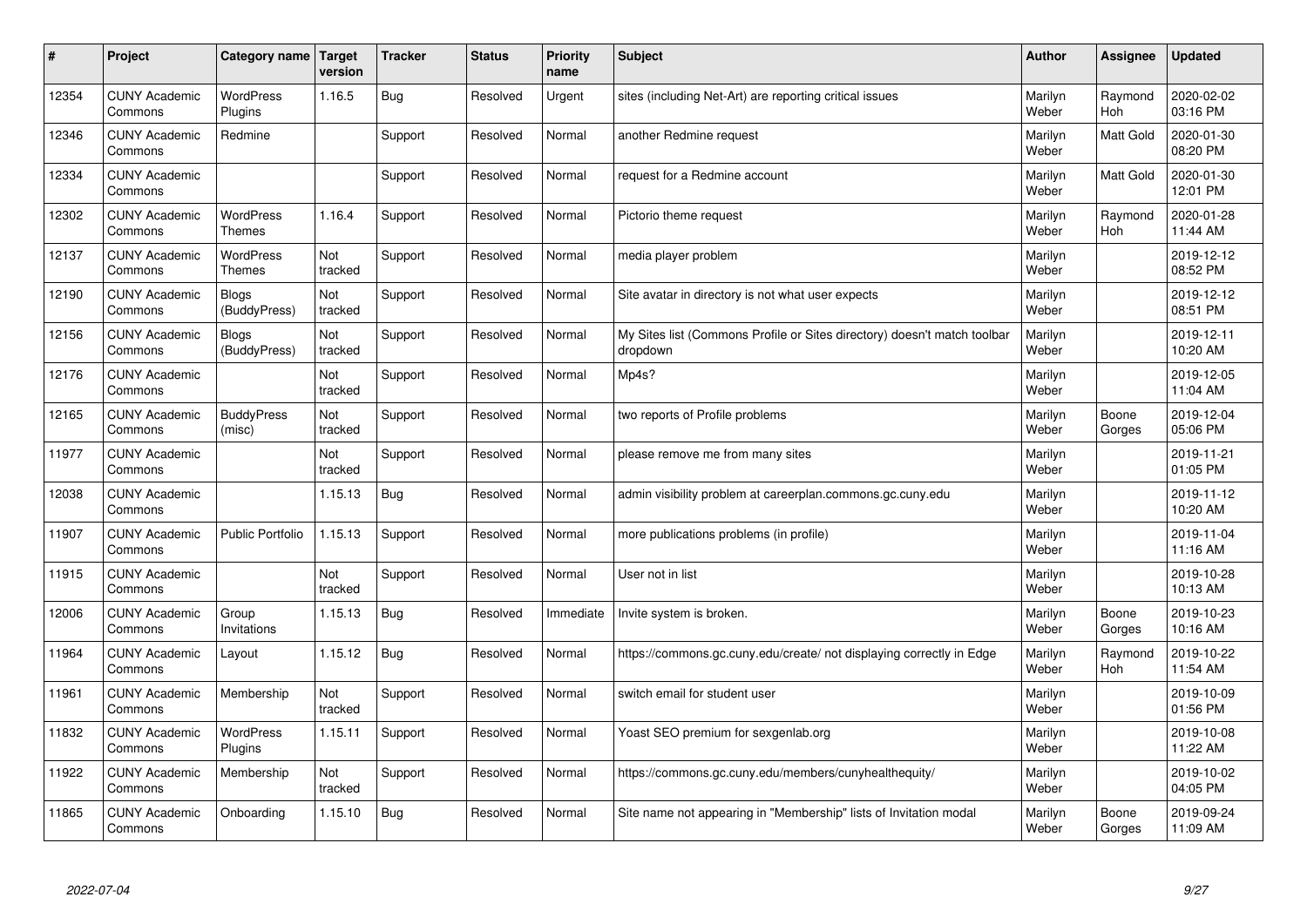| # | Project | Category name | Target version | Tracker | Status | Priority name | Subject | Author | Assignee | Updated |
|---|---|---|---|---|---|---|---|---|---|---|
| 12354 | CUNY Academic Commons | WordPress Plugins | 1.16.5 | Bug | Resolved | Urgent | sites (including Net-Art) are reporting critical issues | Marilyn Weber | Raymond Hoh | 2020-02-02 03:16 PM |
| 12346 | CUNY Academic Commons | Redmine | | Support | Resolved | Normal | another Redmine request | Marilyn Weber | Matt Gold | 2020-01-30 08:20 PM |
| 12334 | CUNY Academic Commons | | | Support | Resolved | Normal | request for a Redmine account | Marilyn Weber | Matt Gold | 2020-01-30 12:01 PM |
| 12302 | CUNY Academic Commons | WordPress Themes | 1.16.4 | Support | Resolved | Normal | Pictorio theme request | Marilyn Weber | Raymond Hoh | 2020-01-28 11:44 AM |
| 12137 | CUNY Academic Commons | WordPress Themes | Not tracked | Support | Resolved | Normal | media player problem | Marilyn Weber | | 2019-12-12 08:52 PM |
| 12190 | CUNY Academic Commons | Blogs (BuddyPress) | Not tracked | Support | Resolved | Normal | Site avatar in directory is not what user expects | Marilyn Weber | | 2019-12-12 08:51 PM |
| 12156 | CUNY Academic Commons | Blogs (BuddyPress) | Not tracked | Support | Resolved | Normal | My Sites list (Commons Profile or Sites directory) doesn't match toolbar dropdown | Marilyn Weber | | 2019-12-11 10:20 AM |
| 12176 | CUNY Academic Commons | | Not tracked | Support | Resolved | Normal | Mp4s? | Marilyn Weber | | 2019-12-05 11:04 AM |
| 12165 | CUNY Academic Commons | BuddyPress (misc) | Not tracked | Support | Resolved | Normal | two reports of Profile problems | Marilyn Weber | Boone Gorges | 2019-12-04 05:06 PM |
| 11977 | CUNY Academic Commons | | Not tracked | Support | Resolved | Normal | please remove me from many sites | Marilyn Weber | | 2019-11-21 01:05 PM |
| 12038 | CUNY Academic Commons | | 1.15.13 | Bug | Resolved | Normal | admin visibility problem at careerplan.commons.gc.cuny.edu | Marilyn Weber | | 2019-11-12 10:20 AM |
| 11907 | CUNY Academic Commons | Public Portfolio | 1.15.13 | Support | Resolved | Normal | more publications problems (in profile) | Marilyn Weber | | 2019-11-04 11:16 AM |
| 11915 | CUNY Academic Commons | | Not tracked | Support | Resolved | Normal | User not in list | Marilyn Weber | | 2019-10-28 10:13 AM |
| 12006 | CUNY Academic Commons | Group Invitations | 1.15.13 | Bug | Resolved | Immediate | Invite system is broken. | Marilyn Weber | Boone Gorges | 2019-10-23 10:16 AM |
| 11964 | CUNY Academic Commons | Layout | 1.15.12 | Bug | Resolved | Normal | https://commons.gc.cuny.edu/create/ not displaying correctly in Edge | Marilyn Weber | Raymond Hoh | 2019-10-22 11:54 AM |
| 11961 | CUNY Academic Commons | Membership | Not tracked | Support | Resolved | Normal | switch email for student user | Marilyn Weber | | 2019-10-09 01:56 PM |
| 11832 | CUNY Academic Commons | WordPress Plugins | 1.15.11 | Support | Resolved | Normal | Yoast SEO premium for sexgenlab.org | Marilyn Weber | | 2019-10-08 11:22 AM |
| 11922 | CUNY Academic Commons | Membership | Not tracked | Support | Resolved | Normal | https://commons.gc.cuny.edu/members/cunyhealthequity/ | Marilyn Weber | | 2019-10-02 04:05 PM |
| 11865 | CUNY Academic Commons | Onboarding | 1.15.10 | Bug | Resolved | Normal | Site name not appearing in "Membership" lists of Invitation modal | Marilyn Weber | Boone Gorges | 2019-09-24 11:09 AM |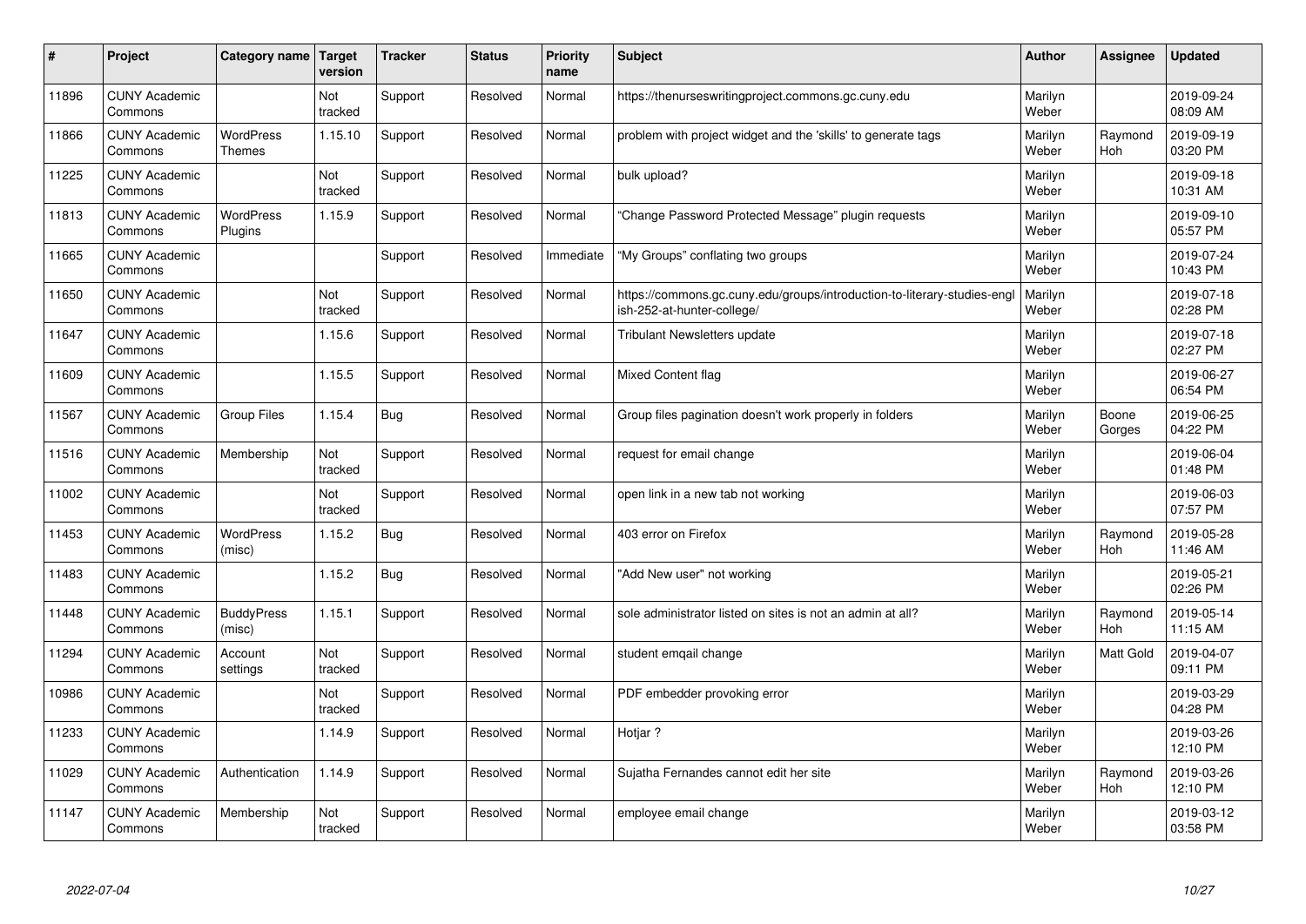| # | Project | Category name | Target version | Tracker | Status | Priority name | Subject | Author | Assignee | Updated |
|---|---|---|---|---|---|---|---|---|---|---|
| 11896 | CUNY Academic Commons | | Not tracked | Support | Resolved | Normal | https://thenurseswritingproject.commons.gc.cuny.edu | Marilyn Weber | | 2019-09-24 08:09 AM |
| 11866 | CUNY Academic Commons | WordPress Themes | 1.15.10 | Support | Resolved | Normal | problem with project widget and the 'skills' to generate tags | Marilyn Weber | Raymond Hoh | 2019-09-19 03:20 PM |
| 11225 | CUNY Academic Commons | | Not tracked | Support | Resolved | Normal | bulk upload? | Marilyn Weber | | 2019-09-18 10:31 AM |
| 11813 | CUNY Academic Commons | WordPress Plugins | 1.15.9 | Support | Resolved | Normal | "Change Password Protected Message" plugin requests | Marilyn Weber | | 2019-09-10 05:57 PM |
| 11665 | CUNY Academic Commons | | | Support | Resolved | Immediate | "My Groups" conflating two groups | Marilyn Weber | | 2019-07-24 10:43 PM |
| 11650 | CUNY Academic Commons | | Not tracked | Support | Resolved | Normal | https://commons.gc.cuny.edu/groups/introduction-to-literary-studies-english-252-at-hunter-college/ | Marilyn Weber | | 2019-07-18 02:28 PM |
| 11647 | CUNY Academic Commons | | 1.15.6 | Support | Resolved | Normal | Tribulant Newsletters update | Marilyn Weber | | 2019-07-18 02:27 PM |
| 11609 | CUNY Academic Commons | | 1.15.5 | Support | Resolved | Normal | Mixed Content flag | Marilyn Weber | | 2019-06-27 06:54 PM |
| 11567 | CUNY Academic Commons | Group Files | 1.15.4 | Bug | Resolved | Normal | Group files pagination doesn't work properly in folders | Marilyn Weber | Boone Gorges | 2019-06-25 04:22 PM |
| 11516 | CUNY Academic Commons | Membership | Not tracked | Support | Resolved | Normal | request for email change | Marilyn Weber | | 2019-06-04 01:48 PM |
| 11002 | CUNY Academic Commons | | Not tracked | Support | Resolved | Normal | open link in a new tab not working | Marilyn Weber | | 2019-06-03 07:57 PM |
| 11453 | CUNY Academic Commons | WordPress (misc) | 1.15.2 | Bug | Resolved | Normal | 403 error on Firefox | Marilyn Weber | Raymond Hoh | 2019-05-28 11:46 AM |
| 11483 | CUNY Academic Commons | | 1.15.2 | Bug | Resolved | Normal | "Add New user" not working | Marilyn Weber | | 2019-05-21 02:26 PM |
| 11448 | CUNY Academic Commons | BuddyPress (misc) | 1.15.1 | Support | Resolved | Normal | sole administrator listed on sites is not an admin at all? | Marilyn Weber | Raymond Hoh | 2019-05-14 11:15 AM |
| 11294 | CUNY Academic Commons | Account settings | Not tracked | Support | Resolved | Normal | student emqail change | Marilyn Weber | Matt Gold | 2019-04-07 09:11 PM |
| 10986 | CUNY Academic Commons | | Not tracked | Support | Resolved | Normal | PDF embedder provoking error | Marilyn Weber | | 2019-03-29 04:28 PM |
| 11233 | CUNY Academic Commons | | 1.14.9 | Support | Resolved | Normal | Hotjar ? | Marilyn Weber | | 2019-03-26 12:10 PM |
| 11029 | CUNY Academic Commons | Authentication | 1.14.9 | Support | Resolved | Normal | Sujatha Fernandes cannot edit her site | Marilyn Weber | Raymond Hoh | 2019-03-26 12:10 PM |
| 11147 | CUNY Academic Commons | Membership | Not tracked | Support | Resolved | Normal | employee email change | Marilyn Weber | | 2019-03-12 03:58 PM |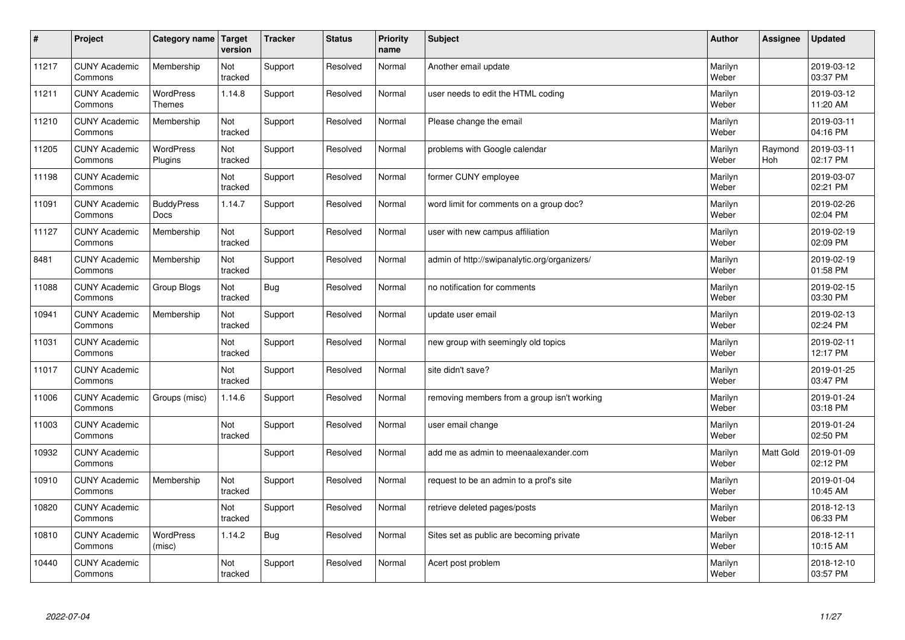| # | Project | Category name | Target version | Tracker | Status | Priority name | Subject | Author | Assignee | Updated |
|---|---|---|---|---|---|---|---|---|---|---|
| 11217 | CUNY Academic Commons | Membership | Not tracked | Support | Resolved | Normal | Another email update | Marilyn Weber | | 2019-03-12 03:37 PM |
| 11211 | CUNY Academic Commons | WordPress Themes | 1.14.8 | Support | Resolved | Normal | user needs to edit the HTML coding | Marilyn Weber | | 2019-03-12 11:20 AM |
| 11210 | CUNY Academic Commons | Membership | Not tracked | Support | Resolved | Normal | Please change the email | Marilyn Weber | | 2019-03-11 04:16 PM |
| 11205 | CUNY Academic Commons | WordPress Plugins | Not tracked | Support | Resolved | Normal | problems with Google calendar | Marilyn Weber | Raymond Hoh | 2019-03-11 02:17 PM |
| 11198 | CUNY Academic Commons | | Not tracked | Support | Resolved | Normal | former CUNY employee | Marilyn Weber | | 2019-03-07 02:21 PM |
| 11091 | CUNY Academic Commons | BuddyPress Docs | 1.14.7 | Support | Resolved | Normal | word limit for comments on a group doc? | Marilyn Weber | | 2019-02-26 02:04 PM |
| 11127 | CUNY Academic Commons | Membership | Not tracked | Support | Resolved | Normal | user with new campus affiliation | Marilyn Weber | | 2019-02-19 02:09 PM |
| 8481 | CUNY Academic Commons | Membership | Not tracked | Support | Resolved | Normal | admin of http://swipanalytic.org/organizers/ | Marilyn Weber | | 2019-02-19 01:58 PM |
| 11088 | CUNY Academic Commons | Group Blogs | Not tracked | Bug | Resolved | Normal | no notification for comments | Marilyn Weber | | 2019-02-15 03:30 PM |
| 10941 | CUNY Academic Commons | Membership | Not tracked | Support | Resolved | Normal | update user email | Marilyn Weber | | 2019-02-13 02:24 PM |
| 11031 | CUNY Academic Commons | | Not tracked | Support | Resolved | Normal | new group with seemingly old topics | Marilyn Weber | | 2019-02-11 12:17 PM |
| 11017 | CUNY Academic Commons | | Not tracked | Support | Resolved | Normal | site didn't save? | Marilyn Weber | | 2019-01-25 03:47 PM |
| 11006 | CUNY Academic Commons | Groups (misc) | 1.14.6 | Support | Resolved | Normal | removing members from a group isn't working | Marilyn Weber | | 2019-01-24 03:18 PM |
| 11003 | CUNY Academic Commons | | Not tracked | Support | Resolved | Normal | user email change | Marilyn Weber | | 2019-01-24 02:50 PM |
| 10932 | CUNY Academic Commons | | | Support | Resolved | Normal | add me as admin to meenaalexander.com | Marilyn Weber | Matt Gold | 2019-01-09 02:12 PM |
| 10910 | CUNY Academic Commons | Membership | Not tracked | Support | Resolved | Normal | request to be an admin to a prof's site | Marilyn Weber | | 2019-01-04 10:45 AM |
| 10820 | CUNY Academic Commons | | Not tracked | Support | Resolved | Normal | retrieve deleted pages/posts | Marilyn Weber | | 2018-12-13 06:33 PM |
| 10810 | CUNY Academic Commons | WordPress (misc) | 1.14.2 | Bug | Resolved | Normal | Sites set as public are becoming private | Marilyn Weber | | 2018-12-11 10:15 AM |
| 10440 | CUNY Academic Commons | | Not tracked | Support | Resolved | Normal | Acert post problem | Marilyn Weber | | 2018-12-10 03:57 PM |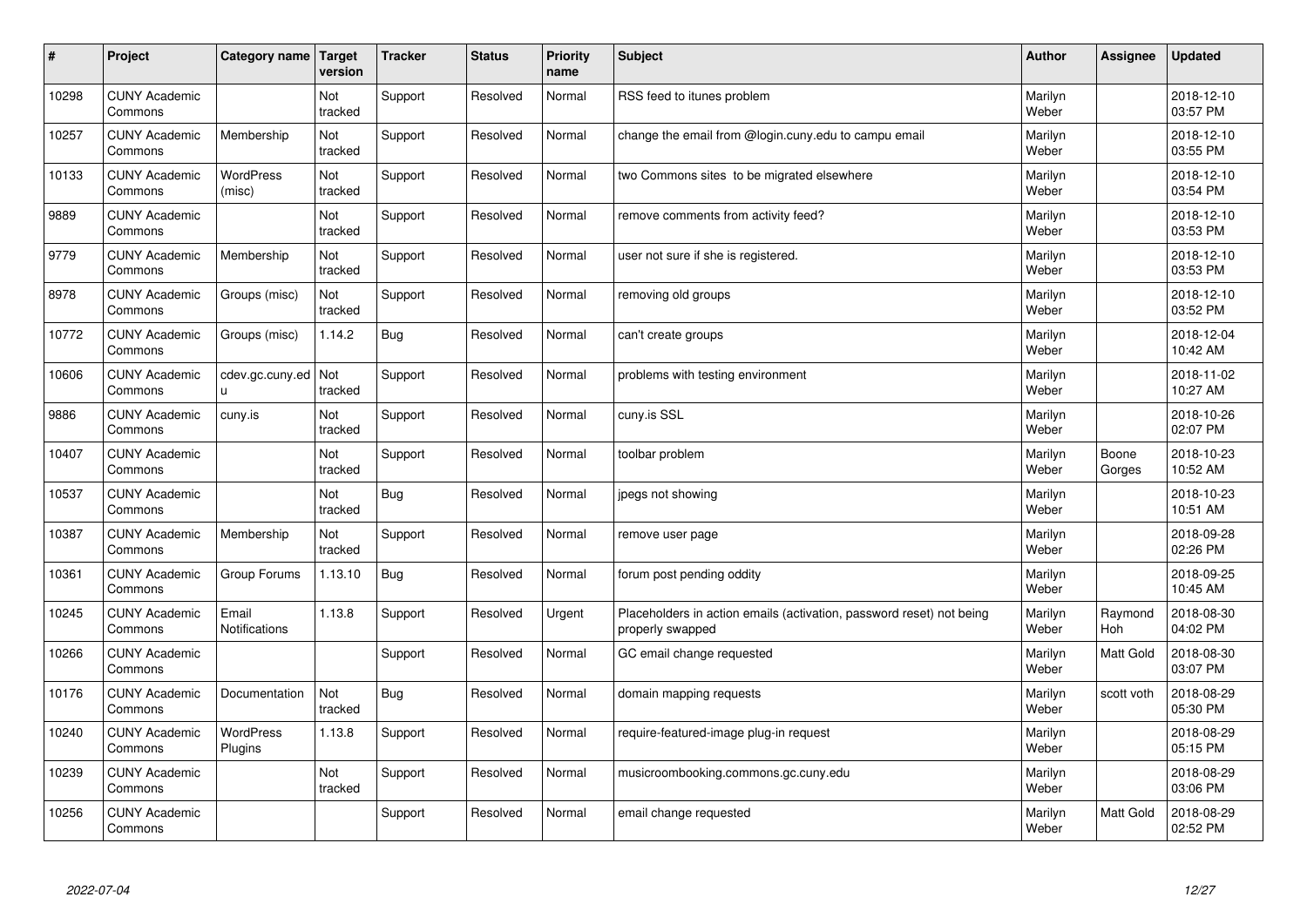| # | Project | Category name | Target version | Tracker | Status | Priority name | Subject | Author | Assignee | Updated |
|---|---|---|---|---|---|---|---|---|---|---|
| 10298 | CUNY Academic Commons | | Not tracked | Support | Resolved | Normal | RSS feed to itunes problem | Marilyn Weber | | 2018-12-10 03:57 PM |
| 10257 | CUNY Academic Commons | Membership | Not tracked | Support | Resolved | Normal | change the email from @login.cuny.edu to campu email | Marilyn Weber | | 2018-12-10 03:55 PM |
| 10133 | CUNY Academic Commons | WordPress (misc) | Not tracked | Support | Resolved | Normal | two Commons sites to be migrated elsewhere | Marilyn Weber | | 2018-12-10 03:54 PM |
| 9889 | CUNY Academic Commons | | Not tracked | Support | Resolved | Normal | remove comments from activity feed? | Marilyn Weber | | 2018-12-10 03:53 PM |
| 9779 | CUNY Academic Commons | Membership | Not tracked | Support | Resolved | Normal | user not sure if she is registered. | Marilyn Weber | | 2018-12-10 03:53 PM |
| 8978 | CUNY Academic Commons | Groups (misc) | Not tracked | Support | Resolved | Normal | removing old groups | Marilyn Weber | | 2018-12-10 03:52 PM |
| 10772 | CUNY Academic Commons | Groups (misc) | 1.14.2 | Bug | Resolved | Normal | can't create groups | Marilyn Weber | | 2018-12-04 10:42 AM |
| 10606 | CUNY Academic Commons | cdev.gc.cuny.edu | Not tracked | Support | Resolved | Normal | problems with testing environment | Marilyn Weber | | 2018-11-02 10:27 AM |
| 9886 | CUNY Academic Commons | cuny.is | Not tracked | Support | Resolved | Normal | cuny.is SSL | Marilyn Weber | | 2018-10-26 02:07 PM |
| 10407 | CUNY Academic Commons | | Not tracked | Support | Resolved | Normal | toolbar problem | Marilyn Weber | Boone Gorges | 2018-10-23 10:52 AM |
| 10537 | CUNY Academic Commons | | Not tracked | Bug | Resolved | Normal | jpegs not showing | Marilyn Weber | | 2018-10-23 10:51 AM |
| 10387 | CUNY Academic Commons | Membership | Not tracked | Support | Resolved | Normal | remove user page | Marilyn Weber | | 2018-09-28 02:26 PM |
| 10361 | CUNY Academic Commons | Group Forums | 1.13.10 | Bug | Resolved | Normal | forum post pending oddity | Marilyn Weber | | 2018-09-25 10:45 AM |
| 10245 | CUNY Academic Commons | Email Notifications | 1.13.8 | Support | Resolved | Urgent | Placeholders in action emails (activation, password reset) not being properly swapped | Marilyn Weber | Raymond Hoh | 2018-08-30 04:02 PM |
| 10266 | CUNY Academic Commons | | | Support | Resolved | Normal | GC email change requested | Marilyn Weber | Matt Gold | 2018-08-30 03:07 PM |
| 10176 | CUNY Academic Commons | Documentation | Not tracked | Bug | Resolved | Normal | domain mapping requests | Marilyn Weber | scott voth | 2018-08-29 05:30 PM |
| 10240 | CUNY Academic Commons | WordPress Plugins | 1.13.8 | Support | Resolved | Normal | require-featured-image plug-in request | Marilyn Weber | | 2018-08-29 05:15 PM |
| 10239 | CUNY Academic Commons | | Not tracked | Support | Resolved | Normal | musicroombooking.commons.gc.cuny.edu | Marilyn Weber | | 2018-08-29 03:06 PM |
| 10256 | CUNY Academic Commons | | | Support | Resolved | Normal | email change requested | Marilyn Weber | Matt Gold | 2018-08-29 02:52 PM |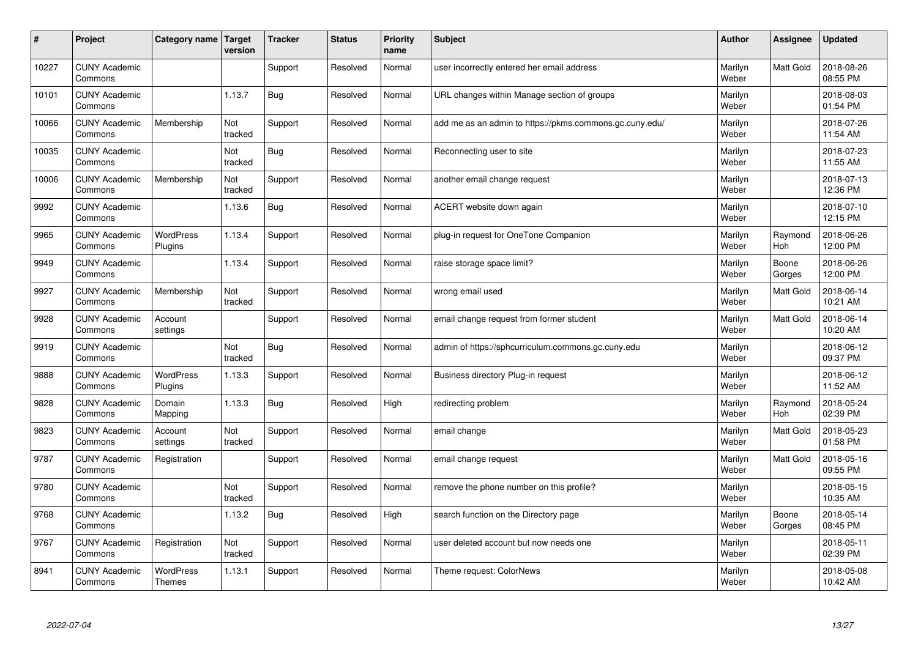| # | Project | Category name | Target version | Tracker | Status | Priority name | Subject | Author | Assignee | Updated |
|---|---|---|---|---|---|---|---|---|---|---|
| 10227 | CUNY Academic Commons | | | Support | Resolved | Normal | user incorrectly entered her email address | Marilyn Weber | Matt Gold | 2018-08-26 08:55 PM |
| 10101 | CUNY Academic Commons | | 1.13.7 | Bug | Resolved | Normal | URL changes within Manage section of groups | Marilyn Weber | | 2018-08-03 01:54 PM |
| 10066 | CUNY Academic Commons | Membership | Not tracked | Support | Resolved | Normal | add me as an admin to https://pkms.commons.gc.cuny.edu/ | Marilyn Weber | | 2018-07-26 11:54 AM |
| 10035 | CUNY Academic Commons | | Not tracked | Bug | Resolved | Normal | Reconnecting user to site | Marilyn Weber | | 2018-07-23 11:55 AM |
| 10006 | CUNY Academic Commons | Membership | Not tracked | Support | Resolved | Normal | another email change request | Marilyn Weber | | 2018-07-13 12:36 PM |
| 9992 | CUNY Academic Commons | | 1.13.6 | Bug | Resolved | Normal | ACERT website down again | Marilyn Weber | | 2018-07-10 12:15 PM |
| 9965 | CUNY Academic Commons | WordPress Plugins | 1.13.4 | Support | Resolved | Normal | plug-in request for OneTone Companion | Marilyn Weber | Raymond Hoh | 2018-06-26 12:00 PM |
| 9949 | CUNY Academic Commons | | 1.13.4 | Support | Resolved | Normal | raise storage space limit? | Marilyn Weber | Boone Gorges | 2018-06-26 12:00 PM |
| 9927 | CUNY Academic Commons | Membership | Not tracked | Support | Resolved | Normal | wrong email used | Marilyn Weber | Matt Gold | 2018-06-14 10:21 AM |
| 9928 | CUNY Academic Commons | Account settings | | Support | Resolved | Normal | email change request from former student | Marilyn Weber | Matt Gold | 2018-06-14 10:20 AM |
| 9919 | CUNY Academic Commons | | Not tracked | Bug | Resolved | Normal | admin of https://sphcurriculum.commons.gc.cuny.edu | Marilyn Weber | | 2018-06-12 09:37 PM |
| 9888 | CUNY Academic Commons | WordPress Plugins | 1.13.3 | Support | Resolved | Normal | Business directory Plug-in request | Marilyn Weber | | 2018-06-12 11:52 AM |
| 9828 | CUNY Academic Commons | Domain Mapping | 1.13.3 | Bug | Resolved | High | redirecting problem | Marilyn Weber | Raymond Hoh | 2018-05-24 02:39 PM |
| 9823 | CUNY Academic Commons | Account settings | Not tracked | Support | Resolved | Normal | email change | Marilyn Weber | Matt Gold | 2018-05-23 01:58 PM |
| 9787 | CUNY Academic Commons | Registration | | Support | Resolved | Normal | email change request | Marilyn Weber | Matt Gold | 2018-05-16 09:55 PM |
| 9780 | CUNY Academic Commons | | Not tracked | Support | Resolved | Normal | remove the phone number on this profile? | Marilyn Weber | | 2018-05-15 10:35 AM |
| 9768 | CUNY Academic Commons | | 1.13.2 | Bug | Resolved | High | search function on the Directory page | Marilyn Weber | Boone Gorges | 2018-05-14 08:45 PM |
| 9767 | CUNY Academic Commons | Registration | Not tracked | Support | Resolved | Normal | user deleted account but now needs one | Marilyn Weber | | 2018-05-11 02:39 PM |
| 8941 | CUNY Academic Commons | WordPress Themes | 1.13.1 | Support | Resolved | Normal | Theme request: ColorNews | Marilyn Weber | | 2018-05-08 10:42 AM |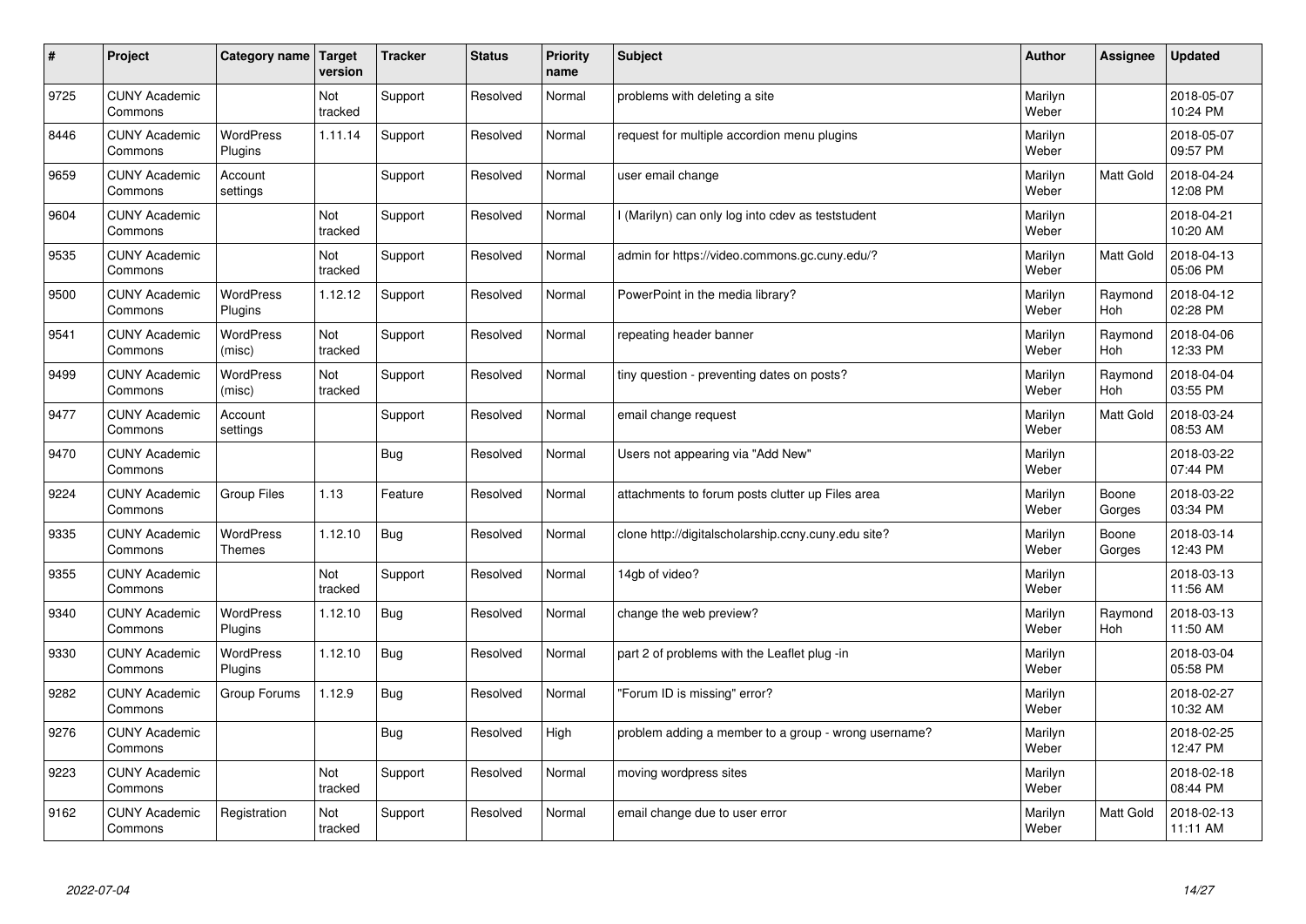| # | Project | Category name | Target version | Tracker | Status | Priority name | Subject | Author | Assignee | Updated |
|---|---|---|---|---|---|---|---|---|---|---|
| 9725 | CUNY Academic Commons | | Not tracked | Support | Resolved | Normal | problems with deleting a site | Marilyn Weber | | 2018-05-07 10:24 PM |
| 8446 | CUNY Academic Commons | WordPress Plugins | 1.11.14 | Support | Resolved | Normal | request for multiple accordion menu plugins | Marilyn Weber | | 2018-05-07 09:57 PM |
| 9659 | CUNY Academic Commons | Account settings | | Support | Resolved | Normal | user email change | Marilyn Weber | Matt Gold | 2018-04-24 12:08 PM |
| 9604 | CUNY Academic Commons | | Not tracked | Support | Resolved | Normal | I (Marilyn) can only log into cdev as teststudent | Marilyn Weber | | 2018-04-21 10:20 AM |
| 9535 | CUNY Academic Commons | | Not tracked | Support | Resolved | Normal | admin for https://video.commons.gc.cuny.edu/? | Marilyn Weber | Matt Gold | 2018-04-13 05:06 PM |
| 9500 | CUNY Academic Commons | WordPress Plugins | 1.12.12 | Support | Resolved | Normal | PowerPoint in the media library? | Marilyn Weber | Raymond Hoh | 2018-04-12 02:28 PM |
| 9541 | CUNY Academic Commons | WordPress (misc) | Not tracked | Support | Resolved | Normal | repeating header banner | Marilyn Weber | Raymond Hoh | 2018-04-06 12:33 PM |
| 9499 | CUNY Academic Commons | WordPress (misc) | Not tracked | Support | Resolved | Normal | tiny question - preventing dates on posts? | Marilyn Weber | Raymond Hoh | 2018-04-04 03:55 PM |
| 9477 | CUNY Academic Commons | Account settings | | Support | Resolved | Normal | email change request | Marilyn Weber | Matt Gold | 2018-03-24 08:53 AM |
| 9470 | CUNY Academic Commons | | | Bug | Resolved | Normal | Users not appearing via "Add New" | Marilyn Weber | | 2018-03-22 07:44 PM |
| 9224 | CUNY Academic Commons | Group Files | 1.13 | Feature | Resolved | Normal | attachments to forum posts clutter up Files area | Marilyn Weber | Boone Gorges | 2018-03-22 03:34 PM |
| 9335 | CUNY Academic Commons | WordPress Themes | 1.12.10 | Bug | Resolved | Normal | clone http://digitalscholarship.ccny.cuny.edu site? | Marilyn Weber | Boone Gorges | 2018-03-14 12:43 PM |
| 9355 | CUNY Academic Commons | | Not tracked | Support | Resolved | Normal | 14gb of video? | Marilyn Weber | | 2018-03-13 11:56 AM |
| 9340 | CUNY Academic Commons | WordPress Plugins | 1.12.10 | Bug | Resolved | Normal | change the web preview? | Marilyn Weber | Raymond Hoh | 2018-03-13 11:50 AM |
| 9330 | CUNY Academic Commons | WordPress Plugins | 1.12.10 | Bug | Resolved | Normal | part 2 of problems with the Leaflet plug -in | Marilyn Weber | | 2018-03-04 05:58 PM |
| 9282 | CUNY Academic Commons | Group Forums | 1.12.9 | Bug | Resolved | Normal | "Forum ID is missing" error? | Marilyn Weber | | 2018-02-27 10:32 AM |
| 9276 | CUNY Academic Commons | | | Bug | Resolved | High | problem adding a member to a group - wrong username? | Marilyn Weber | | 2018-02-25 12:47 PM |
| 9223 | CUNY Academic Commons | | Not tracked | Support | Resolved | Normal | moving wordpress sites | Marilyn Weber | | 2018-02-18 08:44 PM |
| 9162 | CUNY Academic Commons | Registration | Not tracked | Support | Resolved | Normal | email change due to user error | Marilyn Weber | Matt Gold | 2018-02-13 11:11 AM |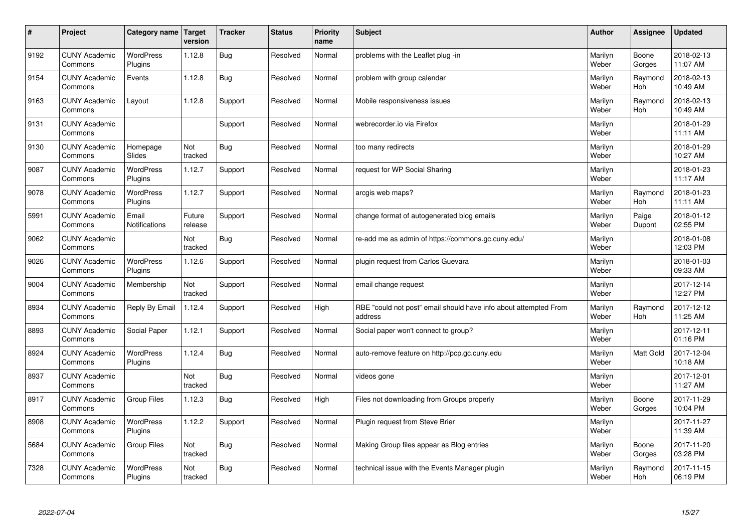| # | Project | Category name | Target version | Tracker | Status | Priority name | Subject | Author | Assignee | Updated |
|---|---|---|---|---|---|---|---|---|---|---|
| 9192 | CUNY Academic Commons | WordPress Plugins | 1.12.8 | Bug | Resolved | Normal | problems with the Leaflet plug -in | Marilyn Weber | Boone Gorges | 2018-02-13 11:07 AM |
| 9154 | CUNY Academic Commons | Events | 1.12.8 | Bug | Resolved | Normal | problem with group calendar | Marilyn Weber | Raymond Hoh | 2018-02-13 10:49 AM |
| 9163 | CUNY Academic Commons | Layout | 1.12.8 | Support | Resolved | Normal | Mobile responsiveness issues | Marilyn Weber | Raymond Hoh | 2018-02-13 10:49 AM |
| 9131 | CUNY Academic Commons | | | Support | Resolved | Normal | webrecorder.io via Firefox | Marilyn Weber | | 2018-01-29 11:11 AM |
| 9130 | CUNY Academic Commons | Homepage Slides | Not tracked | Bug | Resolved | Normal | too many redirects | Marilyn Weber | | 2018-01-29 10:27 AM |
| 9087 | CUNY Academic Commons | WordPress Plugins | 1.12.7 | Support | Resolved | Normal | request for WP Social Sharing | Marilyn Weber | | 2018-01-23 11:17 AM |
| 9078 | CUNY Academic Commons | WordPress Plugins | 1.12.7 | Support | Resolved | Normal | arcgis web maps? | Marilyn Weber | Raymond Hoh | 2018-01-23 11:11 AM |
| 5991 | CUNY Academic Commons | Email Notifications | Future release | Support | Resolved | Normal | change format of autogenerated blog emails | Marilyn Weber | Paige Dupont | 2018-01-12 02:55 PM |
| 9062 | CUNY Academic Commons | | Not tracked | Bug | Resolved | Normal | re-add me as admin of https://commons.gc.cuny.edu/ | Marilyn Weber | | 2018-01-08 12:03 PM |
| 9026 | CUNY Academic Commons | WordPress Plugins | 1.12.6 | Support | Resolved | Normal | plugin request from Carlos Guevara | Marilyn Weber | | 2018-01-03 09:33 AM |
| 9004 | CUNY Academic Commons | Membership | Not tracked | Support | Resolved | Normal | email change request | Marilyn Weber | | 2017-12-14 12:27 PM |
| 8934 | CUNY Academic Commons | Reply By Email | 1.12.4 | Support | Resolved | High | RBE "could not post" email should have info about attempted From address | Marilyn Weber | Raymond Hoh | 2017-12-12 11:25 AM |
| 8893 | CUNY Academic Commons | Social Paper | 1.12.1 | Support | Resolved | Normal | Social paper won't connect to group? | Marilyn Weber | | 2017-12-11 01:16 PM |
| 8924 | CUNY Academic Commons | WordPress Plugins | 1.12.4 | Bug | Resolved | Normal | auto-remove feature on http://pcp.gc.cuny.edu | Marilyn Weber | Matt Gold | 2017-12-04 10:18 AM |
| 8937 | CUNY Academic Commons | | Not tracked | Bug | Resolved | Normal | videos gone | Marilyn Weber | | 2017-12-01 11:27 AM |
| 8917 | CUNY Academic Commons | Group Files | 1.12.3 | Bug | Resolved | High | Files not downloading from Groups properly | Marilyn Weber | Boone Gorges | 2017-11-29 10:04 PM |
| 8908 | CUNY Academic Commons | WordPress Plugins | 1.12.2 | Support | Resolved | Normal | Plugin request from Steve Brier | Marilyn Weber | | 2017-11-27 11:39 AM |
| 5684 | CUNY Academic Commons | Group Files | Not tracked | Bug | Resolved | Normal | Making Group files appear as Blog entries | Marilyn Weber | Boone Gorges | 2017-11-20 03:28 PM |
| 7328 | CUNY Academic Commons | WordPress Plugins | Not tracked | Bug | Resolved | Normal | technical issue with the Events Manager plugin | Marilyn Weber | Raymond Hoh | 2017-11-15 06:19 PM |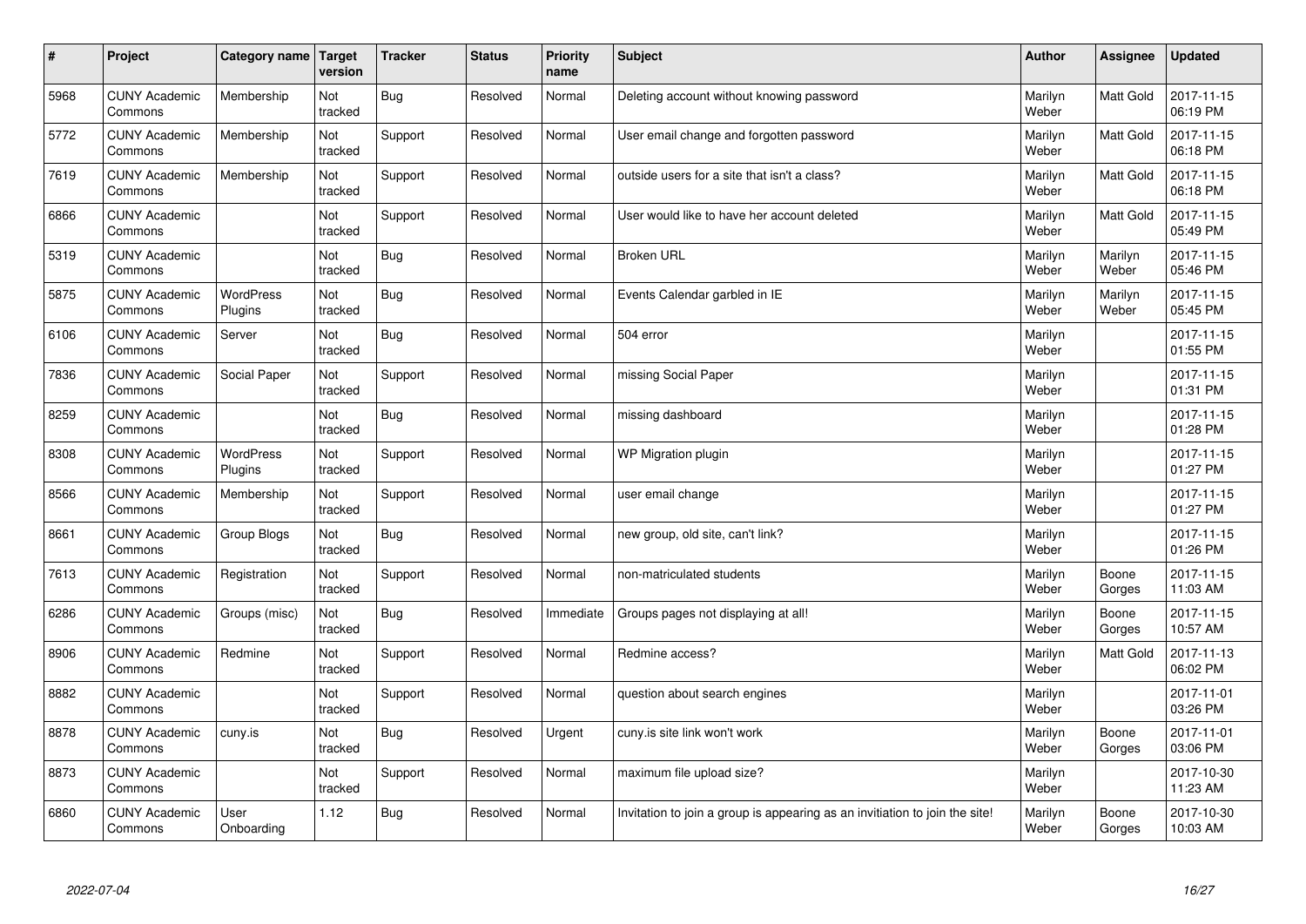| # | Project | Category name | Target version | Tracker | Status | Priority name | Subject | Author | Assignee | Updated |
|---|---|---|---|---|---|---|---|---|---|---|
| 5968 | CUNY Academic Commons | Membership | Not tracked | Bug | Resolved | Normal | Deleting account without knowing password | Marilyn Weber | Matt Gold | 2017-11-15 06:19 PM |
| 5772 | CUNY Academic Commons | Membership | Not tracked | Support | Resolved | Normal | User email change and forgotten password | Marilyn Weber | Matt Gold | 2017-11-15 06:18 PM |
| 7619 | CUNY Academic Commons | Membership | Not tracked | Support | Resolved | Normal | outside users for a site that isn't a class? | Marilyn Weber | Matt Gold | 2017-11-15 06:18 PM |
| 6866 | CUNY Academic Commons | | Not tracked | Support | Resolved | Normal | User would like to have her account deleted | Marilyn Weber | Matt Gold | 2017-11-15 05:49 PM |
| 5319 | CUNY Academic Commons | | Not tracked | Bug | Resolved | Normal | Broken URL | Marilyn Weber | Marilyn Weber | 2017-11-15 05:46 PM |
| 5875 | CUNY Academic Commons | WordPress Plugins | Not tracked | Bug | Resolved | Normal | Events Calendar garbled in IE | Marilyn Weber | Marilyn Weber | 2017-11-15 05:45 PM |
| 6106 | CUNY Academic Commons | Server | Not tracked | Bug | Resolved | Normal | 504 error | Marilyn Weber | | 2017-11-15 01:55 PM |
| 7836 | CUNY Academic Commons | Social Paper | Not tracked | Support | Resolved | Normal | missing Social Paper | Marilyn Weber | | 2017-11-15 01:31 PM |
| 8259 | CUNY Academic Commons | | Not tracked | Bug | Resolved | Normal | missing dashboard | Marilyn Weber | | 2017-11-15 01:28 PM |
| 8308 | CUNY Academic Commons | WordPress Plugins | Not tracked | Support | Resolved | Normal | WP Migration plugin | Marilyn Weber | | 2017-11-15 01:27 PM |
| 8566 | CUNY Academic Commons | Membership | Not tracked | Support | Resolved | Normal | user email change | Marilyn Weber | | 2017-11-15 01:27 PM |
| 8661 | CUNY Academic Commons | Group Blogs | Not tracked | Bug | Resolved | Normal | new group, old site, can't link? | Marilyn Weber | | 2017-11-15 01:26 PM |
| 7613 | CUNY Academic Commons | Registration | Not tracked | Support | Resolved | Normal | non-matriculated students | Marilyn Weber | Boone Gorges | 2017-11-15 11:03 AM |
| 6286 | CUNY Academic Commons | Groups (misc) | Not tracked | Bug | Resolved | Immediate | Groups pages not displaying at all! | Marilyn Weber | Boone Gorges | 2017-11-15 10:57 AM |
| 8906 | CUNY Academic Commons | Redmine | Not tracked | Support | Resolved | Normal | Redmine access? | Marilyn Weber | Matt Gold | 2017-11-13 06:02 PM |
| 8882 | CUNY Academic Commons | | Not tracked | Support | Resolved | Normal | question about search engines | Marilyn Weber | | 2017-11-01 03:26 PM |
| 8878 | CUNY Academic Commons | cuny.is | Not tracked | Bug | Resolved | Urgent | cuny.is site link won't work | Marilyn Weber | Boone Gorges | 2017-11-01 03:06 PM |
| 8873 | CUNY Academic Commons | | Not tracked | Support | Resolved | Normal | maximum file upload size? | Marilyn Weber | | 2017-10-30 11:23 AM |
| 6860 | CUNY Academic Commons | User Onboarding | 1.12 | Bug | Resolved | Normal | Invitation to join a group is appearing as an invitiation to join the site! | Marilyn Weber | Boone Gorges | 2017-10-30 10:03 AM |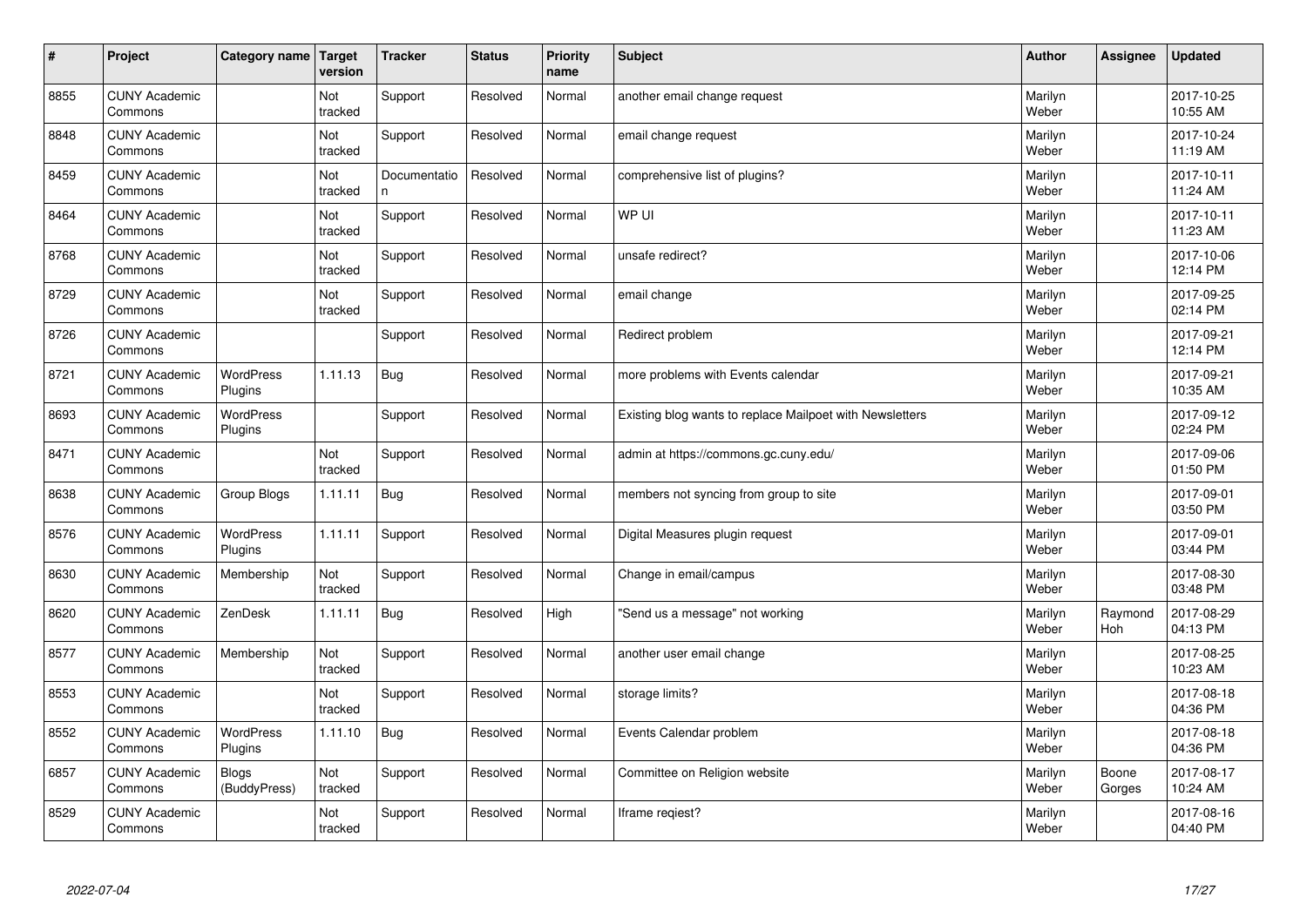| # | Project | Category name | Target version | Tracker | Status | Priority name | Subject | Author | Assignee | Updated |
| --- | --- | --- | --- | --- | --- | --- | --- | --- | --- | --- |
| 8855 | CUNY Academic Commons | | Not tracked | Support | Resolved | Normal | another email change request | Marilyn Weber | | 2017-10-25 10:55 AM |
| 8848 | CUNY Academic Commons | | Not tracked | Support | Resolved | Normal | email change request | Marilyn Weber | | 2017-10-24 11:19 AM |
| 8459 | CUNY Academic Commons | | Not tracked | Documentation | Resolved | Normal | comprehensive list of plugins? | Marilyn Weber | | 2017-10-11 11:24 AM |
| 8464 | CUNY Academic Commons | | Not tracked | Support | Resolved | Normal | WP UI | Marilyn Weber | | 2017-10-11 11:23 AM |
| 8768 | CUNY Academic Commons | | Not tracked | Support | Resolved | Normal | unsafe redirect? | Marilyn Weber | | 2017-10-06 12:14 PM |
| 8729 | CUNY Academic Commons | | Not tracked | Support | Resolved | Normal | email change | Marilyn Weber | | 2017-09-25 02:14 PM |
| 8726 | CUNY Academic Commons | | | Support | Resolved | Normal | Redirect problem | Marilyn Weber | | 2017-09-21 12:14 PM |
| 8721 | CUNY Academic Commons | WordPress Plugins | 1.11.13 | Bug | Resolved | Normal | more problems with Events calendar | Marilyn Weber | | 2017-09-21 10:35 AM |
| 8693 | CUNY Academic Commons | WordPress Plugins | | Support | Resolved | Normal | Existing blog wants to replace Mailpoet with Newsletters | Marilyn Weber | | 2017-09-12 02:24 PM |
| 8471 | CUNY Academic Commons | | Not tracked | Support | Resolved | Normal | admin at https://commons.gc.cuny.edu/ | Marilyn Weber | | 2017-09-06 01:50 PM |
| 8638 | CUNY Academic Commons | Group Blogs | 1.11.11 | Bug | Resolved | Normal | members not syncing from group to site | Marilyn Weber | | 2017-09-01 03:50 PM |
| 8576 | CUNY Academic Commons | WordPress Plugins | 1.11.11 | Support | Resolved | Normal | Digital Measures plugin request | Marilyn Weber | | 2017-09-01 03:44 PM |
| 8630 | CUNY Academic Commons | Membership | Not tracked | Support | Resolved | Normal | Change in email/campus | Marilyn Weber | | 2017-08-30 03:48 PM |
| 8620 | CUNY Academic Commons | ZenDesk | 1.11.11 | Bug | Resolved | High | "Send us a message" not working | Marilyn Weber | Raymond Hoh | 2017-08-29 04:13 PM |
| 8577 | CUNY Academic Commons | Membership | Not tracked | Support | Resolved | Normal | another user email change | Marilyn Weber | | 2017-08-25 10:23 AM |
| 8553 | CUNY Academic Commons | | Not tracked | Support | Resolved | Normal | storage limits? | Marilyn Weber | | 2017-08-18 04:36 PM |
| 8552 | CUNY Academic Commons | WordPress Plugins | 1.11.10 | Bug | Resolved | Normal | Events Calendar problem | Marilyn Weber | | 2017-08-18 04:36 PM |
| 6857 | CUNY Academic Commons | Blogs (BuddyPress) | Not tracked | Support | Resolved | Normal | Committee on Religion website | Marilyn Weber | Boone Gorges | 2017-08-17 10:24 AM |
| 8529 | CUNY Academic Commons | | Not tracked | Support | Resolved | Normal | Iframe reqiest? | Marilyn Weber | | 2017-08-16 04:40 PM |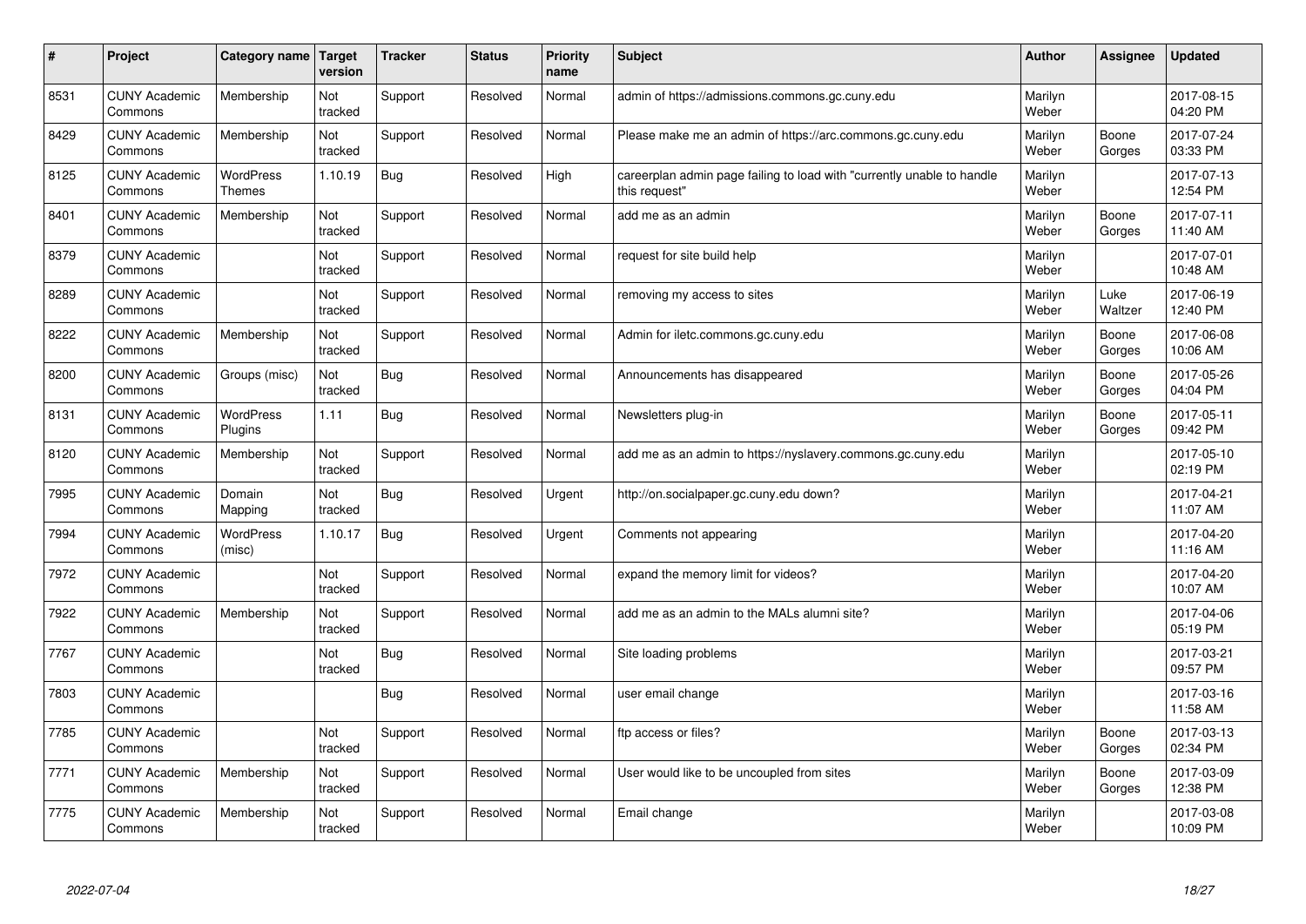| # | Project | Category name | Target version | Tracker | Status | Priority name | Subject | Author | Assignee | Updated |
|---|---|---|---|---|---|---|---|---|---|---|
| 8531 | CUNY Academic Commons | Membership | Not tracked | Support | Resolved | Normal | admin of https://admissions.commons.gc.cuny.edu | Marilyn Weber | | 2017-08-15 04:20 PM |
| 8429 | CUNY Academic Commons | Membership | Not tracked | Support | Resolved | Normal | Please make me an admin of https://arc.commons.gc.cuny.edu | Marilyn Weber | Boone Gorges | 2017-07-24 03:33 PM |
| 8125 | CUNY Academic Commons | WordPress Themes | 1.10.19 | Bug | Resolved | High | careerplan admin page failing to load with "currently unable to handle this request" | Marilyn Weber | | 2017-07-13 12:54 PM |
| 8401 | CUNY Academic Commons | Membership | Not tracked | Support | Resolved | Normal | add me as an admin | Marilyn Weber | Boone Gorges | 2017-07-11 11:40 AM |
| 8379 | CUNY Academic Commons | | Not tracked | Support | Resolved | Normal | request for site build help | Marilyn Weber | | 2017-07-01 10:48 AM |
| 8289 | CUNY Academic Commons | | Not tracked | Support | Resolved | Normal | removing my access to sites | Marilyn Weber | Luke Waltzer | 2017-06-19 12:40 PM |
| 8222 | CUNY Academic Commons | Membership | Not tracked | Support | Resolved | Normal | Admin for iletc.commons.gc.cuny.edu | Marilyn Weber | Boone Gorges | 2017-06-08 10:06 AM |
| 8200 | CUNY Academic Commons | Groups (misc) | Not tracked | Bug | Resolved | Normal | Announcements has disappeared | Marilyn Weber | Boone Gorges | 2017-05-26 04:04 PM |
| 8131 | CUNY Academic Commons | WordPress Plugins | 1.11 | Bug | Resolved | Normal | Newsletters plug-in | Marilyn Weber | Boone Gorges | 2017-05-11 09:42 PM |
| 8120 | CUNY Academic Commons | Membership | Not tracked | Support | Resolved | Normal | add me as an admin to https://nyslavery.commons.gc.cuny.edu | Marilyn Weber | | 2017-05-10 02:19 PM |
| 7995 | CUNY Academic Commons | Domain Mapping | Not tracked | Bug | Resolved | Urgent | http://on.socialpaper.gc.cuny.edu down? | Marilyn Weber | | 2017-04-21 11:07 AM |
| 7994 | CUNY Academic Commons | WordPress (misc) | 1.10.17 | Bug | Resolved | Urgent | Comments not appearing | Marilyn Weber | | 2017-04-20 11:16 AM |
| 7972 | CUNY Academic Commons | | Not tracked | Support | Resolved | Normal | expand the memory limit for videos? | Marilyn Weber | | 2017-04-20 10:07 AM |
| 7922 | CUNY Academic Commons | Membership | Not tracked | Support | Resolved | Normal | add me as an admin to the MALs alumni site? | Marilyn Weber | | 2017-04-06 05:19 PM |
| 7767 | CUNY Academic Commons | | Not tracked | Bug | Resolved | Normal | Site loading problems | Marilyn Weber | | 2017-03-21 09:57 PM |
| 7803 | CUNY Academic Commons | | | Bug | Resolved | Normal | user email change | Marilyn Weber | | 2017-03-16 11:58 AM |
| 7785 | CUNY Academic Commons | | Not tracked | Support | Resolved | Normal | ftp access or files? | Marilyn Weber | Boone Gorges | 2017-03-13 02:34 PM |
| 7771 | CUNY Academic Commons | Membership | Not tracked | Support | Resolved | Normal | User would like to be uncoupled from sites | Marilyn Weber | Boone Gorges | 2017-03-09 12:38 PM |
| 7775 | CUNY Academic Commons | Membership | Not tracked | Support | Resolved | Normal | Email change | Marilyn Weber | | 2017-03-08 10:09 PM |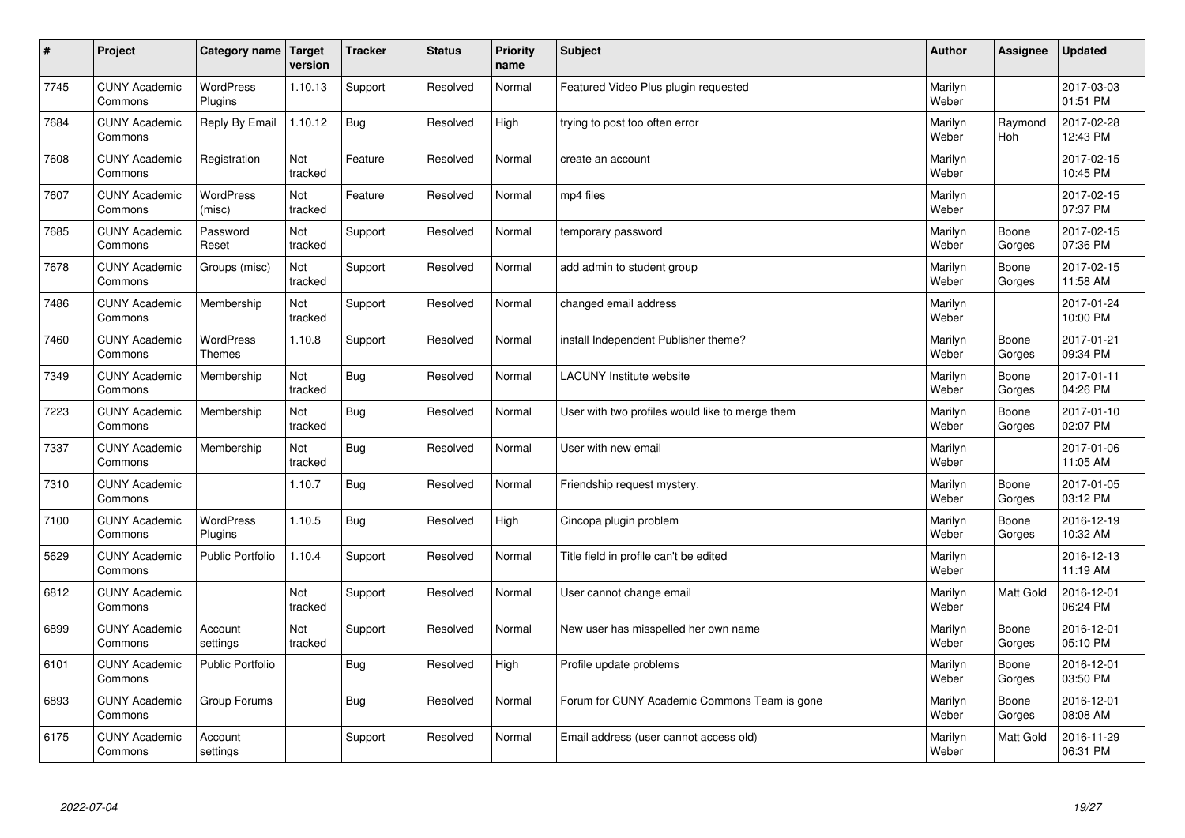| # | Project | Category name | Target version | Tracker | Status | Priority name | Subject | Author | Assignee | Updated |
|---|---|---|---|---|---|---|---|---|---|---|
| 7745 | CUNY Academic Commons | WordPress Plugins | 1.10.13 | Support | Resolved | Normal | Featured Video Plus plugin requested | Marilyn Weber | | 2017-03-03 01:51 PM |
| 7684 | CUNY Academic Commons | Reply By Email | 1.10.12 | Bug | Resolved | High | trying to post too often error | Marilyn Weber | Raymond Hoh | 2017-02-28 12:43 PM |
| 7608 | CUNY Academic Commons | Registration | Not tracked | Feature | Resolved | Normal | create an account | Marilyn Weber | | 2017-02-15 10:45 PM |
| 7607 | CUNY Academic Commons | WordPress (misc) | Not tracked | Feature | Resolved | Normal | mp4 files | Marilyn Weber | | 2017-02-15 07:37 PM |
| 7685 | CUNY Academic Commons | Password Reset | Not tracked | Support | Resolved | Normal | temporary password | Marilyn Weber | Boone Gorges | 2017-02-15 07:36 PM |
| 7678 | CUNY Academic Commons | Groups (misc) | Not tracked | Support | Resolved | Normal | add admin to student group | Marilyn Weber | Boone Gorges | 2017-02-15 11:58 AM |
| 7486 | CUNY Academic Commons | Membership | Not tracked | Support | Resolved | Normal | changed email address | Marilyn Weber | | 2017-01-24 10:00 PM |
| 7460 | CUNY Academic Commons | WordPress Themes | 1.10.8 | Support | Resolved | Normal | install Independent Publisher theme? | Marilyn Weber | Boone Gorges | 2017-01-21 09:34 PM |
| 7349 | CUNY Academic Commons | Membership | Not tracked | Bug | Resolved | Normal | LACUNY Institute website | Marilyn Weber | Boone Gorges | 2017-01-11 04:26 PM |
| 7223 | CUNY Academic Commons | Membership | Not tracked | Bug | Resolved | Normal | User with two profiles would like to merge them | Marilyn Weber | Boone Gorges | 2017-01-10 02:07 PM |
| 7337 | CUNY Academic Commons | Membership | Not tracked | Bug | Resolved | Normal | User with new email | Marilyn Weber | | 2017-01-06 11:05 AM |
| 7310 | CUNY Academic Commons | | 1.10.7 | Bug | Resolved | Normal | Friendship request mystery. | Marilyn Weber | Boone Gorges | 2017-01-05 03:12 PM |
| 7100 | CUNY Academic Commons | WordPress Plugins | 1.10.5 | Bug | Resolved | High | Cincopa plugin problem | Marilyn Weber | Boone Gorges | 2016-12-19 10:32 AM |
| 5629 | CUNY Academic Commons | Public Portfolio | 1.10.4 | Support | Resolved | Normal | Title field in profile can't be edited | Marilyn Weber | | 2016-12-13 11:19 AM |
| 6812 | CUNY Academic Commons | | Not tracked | Support | Resolved | Normal | User cannot change email | Marilyn Weber | Matt Gold | 2016-12-01 06:24 PM |
| 6899 | CUNY Academic Commons | Account settings | Not tracked | Support | Resolved | Normal | New user has misspelled her own name | Marilyn Weber | Boone Gorges | 2016-12-01 05:10 PM |
| 6101 | CUNY Academic Commons | Public Portfolio | | Bug | Resolved | High | Profile update problems | Marilyn Weber | Boone Gorges | 2016-12-01 03:50 PM |
| 6893 | CUNY Academic Commons | Group Forums | | Bug | Resolved | Normal | Forum for CUNY Academic Commons Team is gone | Marilyn Weber | Boone Gorges | 2016-12-01 08:08 AM |
| 6175 | CUNY Academic Commons | Account settings | | Support | Resolved | Normal | Email address (user cannot access old) | Marilyn Weber | Matt Gold | 2016-11-29 06:31 PM |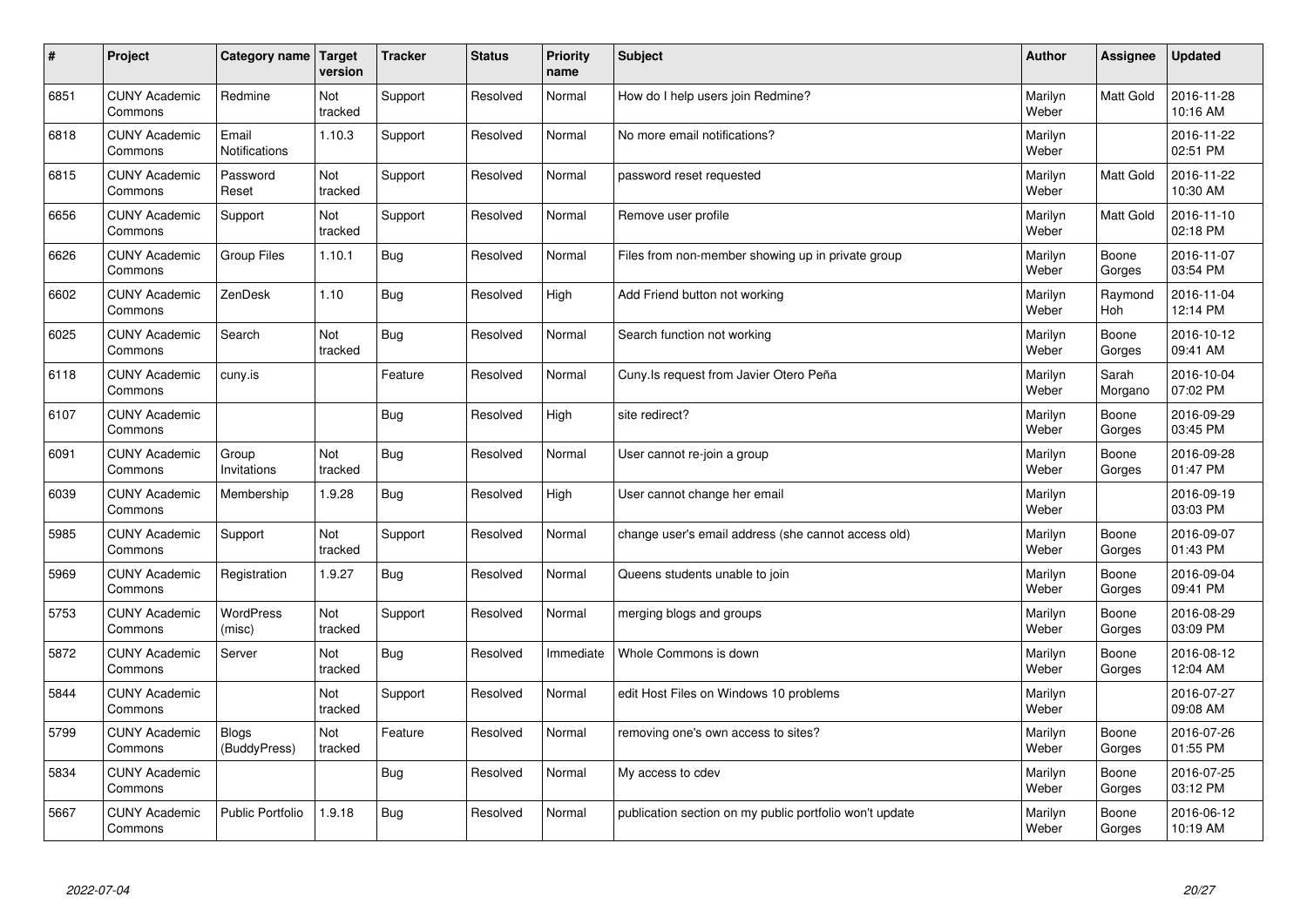| # | Project | Category name | Target version | Tracker | Status | Priority name | Subject | Author | Assignee | Updated |
|---|---|---|---|---|---|---|---|---|---|---|
| 6851 | CUNY Academic Commons | Redmine | Not tracked | Support | Resolved | Normal | How do I help users join Redmine? | Marilyn Weber | Matt Gold | 2016-11-28 10:16 AM |
| 6818 | CUNY Academic Commons | Email Notifications | 1.10.3 | Support | Resolved | Normal | No more email notifications? | Marilyn Weber | | 2016-11-22 02:51 PM |
| 6815 | CUNY Academic Commons | Password Reset | Not tracked | Support | Resolved | Normal | password reset requested | Marilyn Weber | Matt Gold | 2016-11-22 10:30 AM |
| 6656 | CUNY Academic Commons | Support | Not tracked | Support | Resolved | Normal | Remove user profile | Marilyn Weber | Matt Gold | 2016-11-10 02:18 PM |
| 6626 | CUNY Academic Commons | Group Files | 1.10.1 | Bug | Resolved | Normal | Files from non-member showing up in private group | Marilyn Weber | Boone Gorges | 2016-11-07 03:54 PM |
| 6602 | CUNY Academic Commons | ZenDesk | 1.10 | Bug | Resolved | High | Add Friend button not working | Marilyn Weber | Raymond Hoh | 2016-11-04 12:14 PM |
| 6025 | CUNY Academic Commons | Search | Not tracked | Bug | Resolved | Normal | Search function not working | Marilyn Weber | Boone Gorges | 2016-10-12 09:41 AM |
| 6118 | CUNY Academic Commons | cuny.is | | Feature | Resolved | Normal | Cuny.Is request from Javier Otero Peña | Marilyn Weber | Sarah Morgano | 2016-10-04 07:02 PM |
| 6107 | CUNY Academic Commons | | | Bug | Resolved | High | site redirect? | Marilyn Weber | Boone Gorges | 2016-09-29 03:45 PM |
| 6091 | CUNY Academic Commons | Group Invitations | Not tracked | Bug | Resolved | Normal | User cannot re-join a group | Marilyn Weber | Boone Gorges | 2016-09-28 01:47 PM |
| 6039 | CUNY Academic Commons | Membership | 1.9.28 | Bug | Resolved | High | User cannot change her email | Marilyn Weber | | 2016-09-19 03:03 PM |
| 5985 | CUNY Academic Commons | Support | Not tracked | Support | Resolved | Normal | change user's email address (she cannot access old) | Marilyn Weber | Boone Gorges | 2016-09-07 01:43 PM |
| 5969 | CUNY Academic Commons | Registration | 1.9.27 | Bug | Resolved | Normal | Queens students unable to join | Marilyn Weber | Boone Gorges | 2016-09-04 09:41 PM |
| 5753 | CUNY Academic Commons | WordPress (misc) | Not tracked | Support | Resolved | Normal | merging blogs and groups | Marilyn Weber | Boone Gorges | 2016-08-29 03:09 PM |
| 5872 | CUNY Academic Commons | Server | Not tracked | Bug | Resolved | Immediate | Whole Commons is down | Marilyn Weber | Boone Gorges | 2016-08-12 12:04 AM |
| 5844 | CUNY Academic Commons | | Not tracked | Support | Resolved | Normal | edit Host Files on Windows 10 problems | Marilyn Weber | | 2016-07-27 09:08 AM |
| 5799 | CUNY Academic Commons | Blogs (BuddyPress) | Not tracked | Feature | Resolved | Normal | removing one's own access to sites? | Marilyn Weber | Boone Gorges | 2016-07-26 01:55 PM |
| 5834 | CUNY Academic Commons | | | Bug | Resolved | Normal | My access to cdev | Marilyn Weber | Boone Gorges | 2016-07-25 03:12 PM |
| 5667 | CUNY Academic Commons | Public Portfolio | 1.9.18 | Bug | Resolved | Normal | publication section on my public portfolio won't update | Marilyn Weber | Boone Gorges | 2016-06-12 10:19 AM |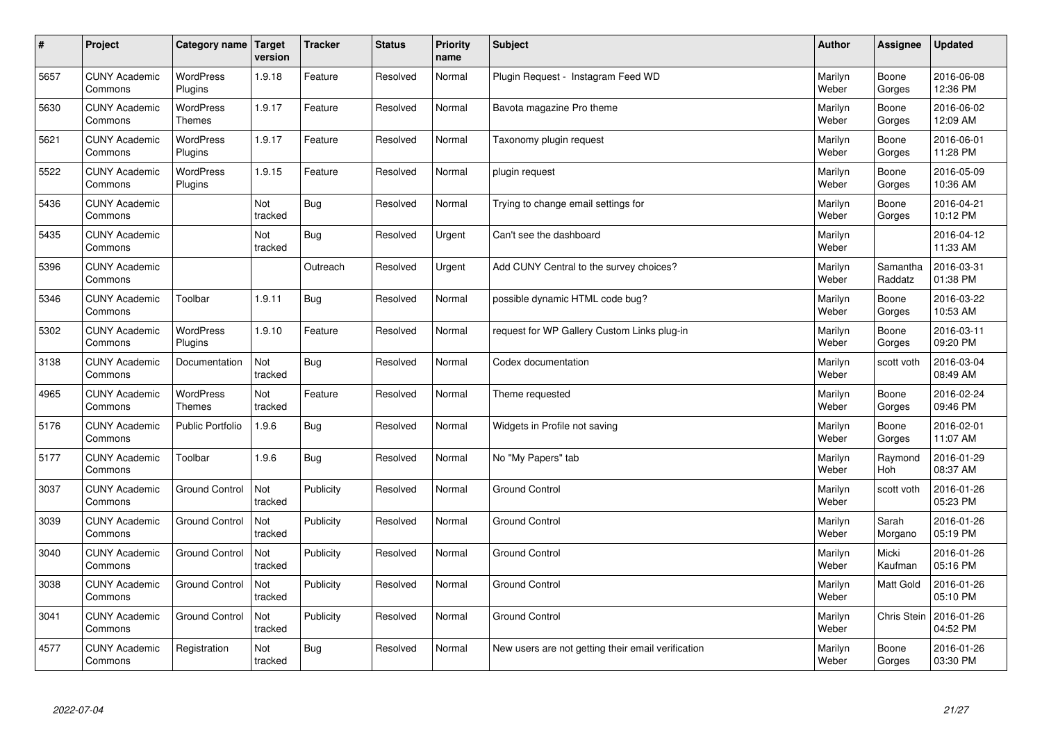| # | Project | Category name | Target version | Tracker | Status | Priority name | Subject | Author | Assignee | Updated |
|---|---|---|---|---|---|---|---|---|---|---|
| 5657 | CUNY Academic Commons | WordPress Plugins | 1.9.18 | Feature | Resolved | Normal | Plugin Request - Instagram Feed WD | Marilyn Weber | Boone Gorges | 2016-06-08 12:36 PM |
| 5630 | CUNY Academic Commons | WordPress Themes | 1.9.17 | Feature | Resolved | Normal | Bavota magazine Pro theme | Marilyn Weber | Boone Gorges | 2016-06-02 12:09 AM |
| 5621 | CUNY Academic Commons | WordPress Plugins | 1.9.17 | Feature | Resolved | Normal | Taxonomy plugin request | Marilyn Weber | Boone Gorges | 2016-06-01 11:28 PM |
| 5522 | CUNY Academic Commons | WordPress Plugins | 1.9.15 | Feature | Resolved | Normal | plugin request | Marilyn Weber | Boone Gorges | 2016-05-09 10:36 AM |
| 5436 | CUNY Academic Commons | | Not tracked | Bug | Resolved | Normal | Trying to change email settings for | Marilyn Weber | Boone Gorges | 2016-04-21 10:12 PM |
| 5435 | CUNY Academic Commons | | Not tracked | Bug | Resolved | Urgent | Can't see the dashboard | Marilyn Weber | | 2016-04-12 11:33 AM |
| 5396 | CUNY Academic Commons | | | Outreach | Resolved | Urgent | Add CUNY Central to the survey choices? | Marilyn Weber | Samantha Raddatz | 2016-03-31 01:38 PM |
| 5346 | CUNY Academic Commons | Toolbar | 1.9.11 | Bug | Resolved | Normal | possible dynamic HTML code bug? | Marilyn Weber | Boone Gorges | 2016-03-22 10:53 AM |
| 5302 | CUNY Academic Commons | WordPress Plugins | 1.9.10 | Feature | Resolved | Normal | request for WP Gallery Custom Links plug-in | Marilyn Weber | Boone Gorges | 2016-03-11 09:20 PM |
| 3138 | CUNY Academic Commons | Documentation | Not tracked | Bug | Resolved | Normal | Codex documentation | Marilyn Weber | scott voth | 2016-03-04 08:49 AM |
| 4965 | CUNY Academic Commons | WordPress Themes | Not tracked | Feature | Resolved | Normal | Theme requested | Marilyn Weber | Boone Gorges | 2016-02-24 09:46 PM |
| 5176 | CUNY Academic Commons | Public Portfolio | 1.9.6 | Bug | Resolved | Normal | Widgets in Profile not saving | Marilyn Weber | Boone Gorges | 2016-02-01 11:07 AM |
| 5177 | CUNY Academic Commons | Toolbar | 1.9.6 | Bug | Resolved | Normal | No "My Papers" tab | Marilyn Weber | Raymond Hoh | 2016-01-29 08:37 AM |
| 3037 | CUNY Academic Commons | Ground Control | Not tracked | Publicity | Resolved | Normal | Ground Control | Marilyn Weber | scott voth | 2016-01-26 05:23 PM |
| 3039 | CUNY Academic Commons | Ground Control | Not tracked | Publicity | Resolved | Normal | Ground Control | Marilyn Weber | Sarah Morgano | 2016-01-26 05:19 PM |
| 3040 | CUNY Academic Commons | Ground Control | Not tracked | Publicity | Resolved | Normal | Ground Control | Marilyn Weber | Micki Kaufman | 2016-01-26 05:16 PM |
| 3038 | CUNY Academic Commons | Ground Control | Not tracked | Publicity | Resolved | Normal | Ground Control | Marilyn Weber | Matt Gold | 2016-01-26 05:10 PM |
| 3041 | CUNY Academic Commons | Ground Control | Not tracked | Publicity | Resolved | Normal | Ground Control | Marilyn Weber | Chris Stein | 2016-01-26 04:52 PM |
| 4577 | CUNY Academic Commons | Registration | Not tracked | Bug | Resolved | Normal | New users are not getting their email verification | Marilyn Weber | Boone Gorges | 2016-01-26 03:30 PM |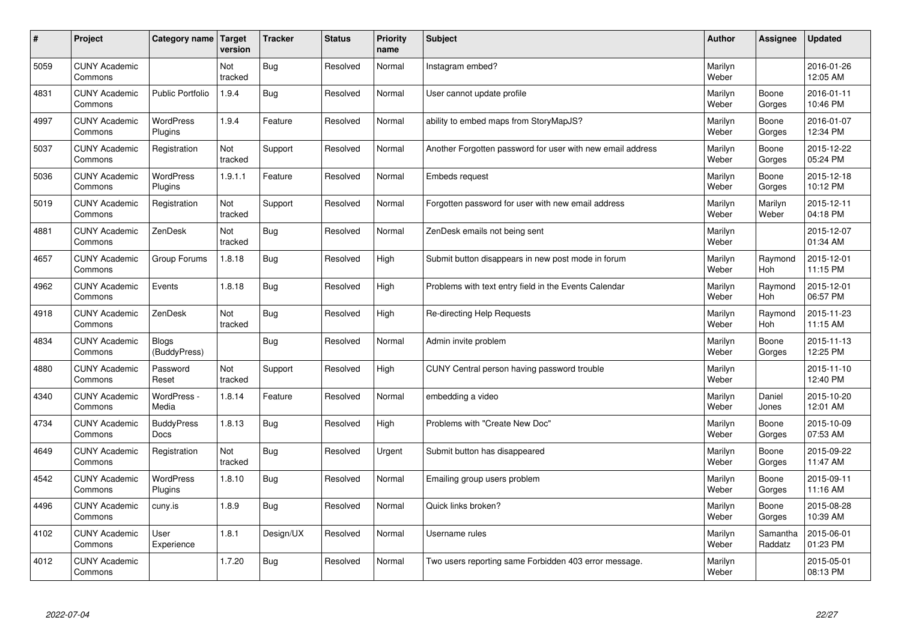| # | Project | Category name | Target version | Tracker | Status | Priority name | Subject | Author | Assignee | Updated |
|---|---|---|---|---|---|---|---|---|---|---|
| 5059 | CUNY Academic Commons | | Not tracked | Bug | Resolved | Normal | Instagram embed? | Marilyn Weber | | 2016-01-26 12:05 AM |
| 4831 | CUNY Academic Commons | Public Portfolio | 1.9.4 | Bug | Resolved | Normal | User cannot update profile | Marilyn Weber | Boone Gorges | 2016-01-11 10:46 PM |
| 4997 | CUNY Academic Commons | WordPress Plugins | 1.9.4 | Feature | Resolved | Normal | ability to embed maps from StoryMapJS? | Marilyn Weber | Boone Gorges | 2016-01-07 12:34 PM |
| 5037 | CUNY Academic Commons | Registration | Not tracked | Support | Resolved | Normal | Another Forgotten password for user with new email address | Marilyn Weber | Boone Gorges | 2015-12-22 05:24 PM |
| 5036 | CUNY Academic Commons | WordPress Plugins | 1.9.1.1 | Feature | Resolved | Normal | Embeds request | Marilyn Weber | Boone Gorges | 2015-12-18 10:12 PM |
| 5019 | CUNY Academic Commons | Registration | Not tracked | Support | Resolved | Normal | Forgotten password for user with new email address | Marilyn Weber | Marilyn Weber | 2015-12-11 04:18 PM |
| 4881 | CUNY Academic Commons | ZenDesk | Not tracked | Bug | Resolved | Normal | ZenDesk emails not being sent | Marilyn Weber | | 2015-12-07 01:34 AM |
| 4657 | CUNY Academic Commons | Group Forums | 1.8.18 | Bug | Resolved | High | Submit button disappears in new post mode in forum | Marilyn Weber | Raymond Hoh | 2015-12-01 11:15 PM |
| 4962 | CUNY Academic Commons | Events | 1.8.18 | Bug | Resolved | High | Problems with text entry field in the Events Calendar | Marilyn Weber | Raymond Hoh | 2015-12-01 06:57 PM |
| 4918 | CUNY Academic Commons | ZenDesk | Not tracked | Bug | Resolved | High | Re-directing Help Requests | Marilyn Weber | Raymond Hoh | 2015-11-23 11:15 AM |
| 4834 | CUNY Academic Commons | Blogs (BuddyPress) | | Bug | Resolved | Normal | Admin invite problem | Marilyn Weber | Boone Gorges | 2015-11-13 12:25 PM |
| 4880 | CUNY Academic Commons | Password Reset | Not tracked | Support | Resolved | High | CUNY Central person having password trouble | Marilyn Weber | | 2015-11-10 12:40 PM |
| 4340 | CUNY Academic Commons | WordPress - Media | 1.8.14 | Feature | Resolved | Normal | embedding a video | Marilyn Weber | Daniel Jones | 2015-10-20 12:01 AM |
| 4734 | CUNY Academic Commons | BuddyPress Docs | 1.8.13 | Bug | Resolved | High | Problems with "Create New Doc" | Marilyn Weber | Boone Gorges | 2015-10-09 07:53 AM |
| 4649 | CUNY Academic Commons | Registration | Not tracked | Bug | Resolved | Urgent | Submit button has disappeared | Marilyn Weber | Boone Gorges | 2015-09-22 11:47 AM |
| 4542 | CUNY Academic Commons | WordPress Plugins | 1.8.10 | Bug | Resolved | Normal | Emailing group users problem | Marilyn Weber | Boone Gorges | 2015-09-11 11:16 AM |
| 4496 | CUNY Academic Commons | cuny.is | 1.8.9 | Bug | Resolved | Normal | Quick links broken? | Marilyn Weber | Boone Gorges | 2015-08-28 10:39 AM |
| 4102 | CUNY Academic Commons | User Experience | 1.8.1 | Design/UX | Resolved | Normal | Username rules | Marilyn Weber | Samantha Raddatz | 2015-06-01 01:23 PM |
| 4012 | CUNY Academic Commons | | 1.7.20 | Bug | Resolved | Normal | Two users reporting same Forbidden 403 error message. | Marilyn Weber | | 2015-05-01 08:13 PM |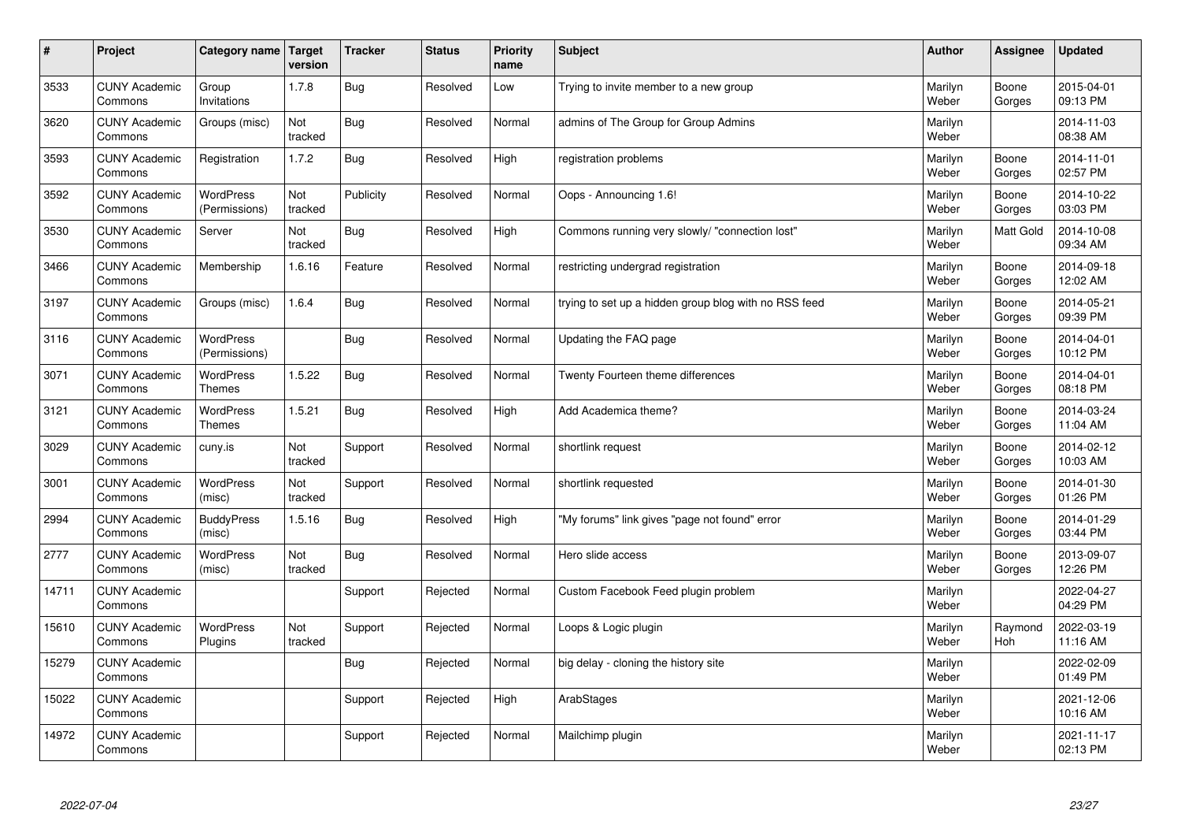| # | Project | Category name | Target version | Tracker | Status | Priority name | Subject | Author | Assignee | Updated |
|---|---|---|---|---|---|---|---|---|---|---|
| 3533 | CUNY Academic Commons | Group Invitations | 1.7.8 | Bug | Resolved | Low | Trying to invite member to a new group | Marilyn Weber | Boone Gorges | 2015-04-01 09:13 PM |
| 3620 | CUNY Academic Commons | Groups (misc) | Not tracked | Bug | Resolved | Normal | admins of The Group for Group Admins | Marilyn Weber | | 2014-11-03 08:38 AM |
| 3593 | CUNY Academic Commons | Registration | 1.7.2 | Bug | Resolved | High | registration problems | Marilyn Weber | Boone Gorges | 2014-11-01 02:57 PM |
| 3592 | CUNY Academic Commons | WordPress (Permissions) | Not tracked | Publicity | Resolved | Normal | Oops - Announcing 1.6! | Marilyn Weber | Boone Gorges | 2014-10-22 03:03 PM |
| 3530 | CUNY Academic Commons | Server | Not tracked | Bug | Resolved | High | Commons running very slowly/ "connection lost" | Marilyn Weber | Matt Gold | 2014-10-08 09:34 AM |
| 3466 | CUNY Academic Commons | Membership | 1.6.16 | Feature | Resolved | Normal | restricting undergrad registration | Marilyn Weber | Boone Gorges | 2014-09-18 12:02 AM |
| 3197 | CUNY Academic Commons | Groups (misc) | 1.6.4 | Bug | Resolved | Normal | trying to set up a hidden group blog with no RSS feed | Marilyn Weber | Boone Gorges | 2014-05-21 09:39 PM |
| 3116 | CUNY Academic Commons | WordPress (Permissions) | | Bug | Resolved | Normal | Updating the FAQ page | Marilyn Weber | Boone Gorges | 2014-04-01 10:12 PM |
| 3071 | CUNY Academic Commons | WordPress Themes | 1.5.22 | Bug | Resolved | Normal | Twenty Fourteen theme differences | Marilyn Weber | Boone Gorges | 2014-04-01 08:18 PM |
| 3121 | CUNY Academic Commons | WordPress Themes | 1.5.21 | Bug | Resolved | High | Add Academica theme? | Marilyn Weber | Boone Gorges | 2014-03-24 11:04 AM |
| 3029 | CUNY Academic Commons | cuny.is | Not tracked | Support | Resolved | Normal | shortlink request | Marilyn Weber | Boone Gorges | 2014-02-12 10:03 AM |
| 3001 | CUNY Academic Commons | WordPress (misc) | Not tracked | Support | Resolved | Normal | shortlink requested | Marilyn Weber | Boone Gorges | 2014-01-30 01:26 PM |
| 2994 | CUNY Academic Commons | BuddyPress (misc) | 1.5.16 | Bug | Resolved | High | "My forums" link gives "page not found" error | Marilyn Weber | Boone Gorges | 2014-01-29 03:44 PM |
| 2777 | CUNY Academic Commons | WordPress (misc) | Not tracked | Bug | Resolved | Normal | Hero slide access | Marilyn Weber | Boone Gorges | 2013-09-07 12:26 PM |
| 14711 | CUNY Academic Commons | | | Support | Rejected | Normal | Custom Facebook Feed plugin problem | Marilyn Weber | | 2022-04-27 04:29 PM |
| 15610 | CUNY Academic Commons | WordPress Plugins | Not tracked | Support | Rejected | Normal | Loops & Logic plugin | Marilyn Weber | Raymond Hoh | 2022-03-19 11:16 AM |
| 15279 | CUNY Academic Commons | | | Bug | Rejected | Normal | big delay - cloning the history site | Marilyn Weber | | 2022-02-09 01:49 PM |
| 15022 | CUNY Academic Commons | | | Support | Rejected | High | ArabStages | Marilyn Weber | | 2021-12-06 10:16 AM |
| 14972 | CUNY Academic Commons | | | Support | Rejected | Normal | Mailchimp plugin | Marilyn Weber | | 2021-11-17 02:13 PM |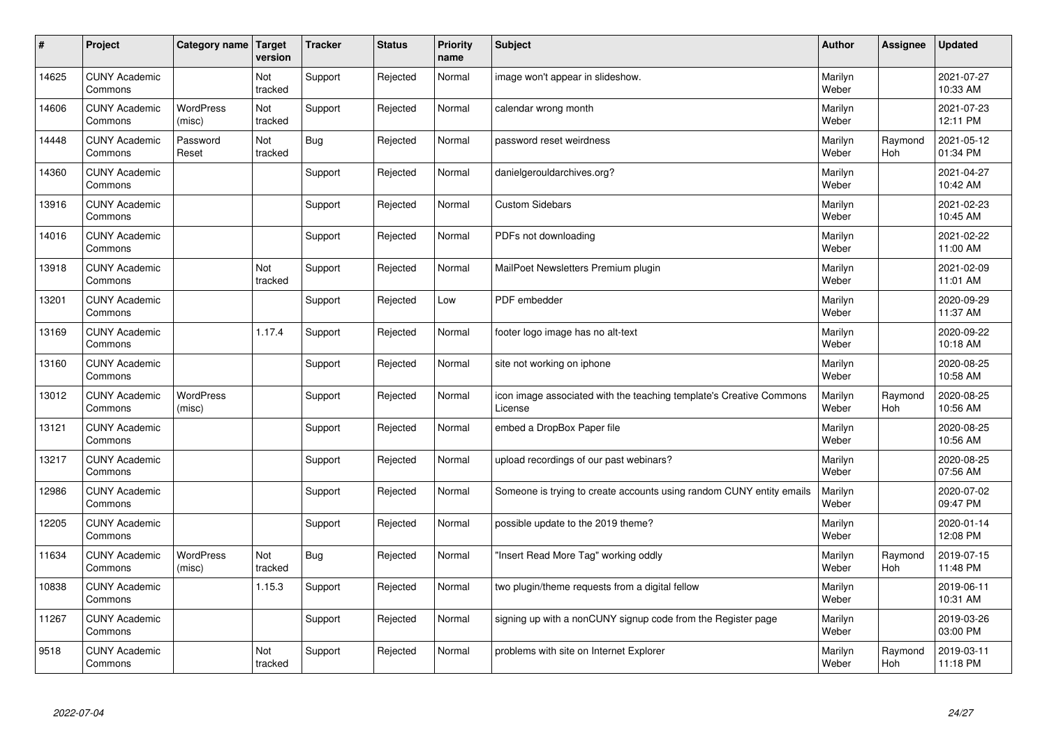| # | Project | Category name | Target version | Tracker | Status | Priority name | Subject | Author | Assignee | Updated |
|---|---|---|---|---|---|---|---|---|---|---|
| 14625 | CUNY Academic Commons | | Not tracked | Support | Rejected | Normal | image won't appear in slideshow. | Marilyn Weber | | 2021-07-27 10:33 AM |
| 14606 | CUNY Academic Commons | WordPress (misc) | Not tracked | Support | Rejected | Normal | calendar wrong month | Marilyn Weber | | 2021-07-23 12:11 PM |
| 14448 | CUNY Academic Commons | Password Reset | Not tracked | Bug | Rejected | Normal | password reset weirdness | Marilyn Weber | Raymond Hoh | 2021-05-12 01:34 PM |
| 14360 | CUNY Academic Commons | | | Support | Rejected | Normal | danielgerouldarchives.org? | Marilyn Weber | | 2021-04-27 10:42 AM |
| 13916 | CUNY Academic Commons | | | Support | Rejected | Normal | Custom Sidebars | Marilyn Weber | | 2021-02-23 10:45 AM |
| 14016 | CUNY Academic Commons | | | Support | Rejected | Normal | PDFs not downloading | Marilyn Weber | | 2021-02-22 11:00 AM |
| 13918 | CUNY Academic Commons | | Not tracked | Support | Rejected | Normal | MailPoet Newsletters Premium plugin | Marilyn Weber | | 2021-02-09 11:01 AM |
| 13201 | CUNY Academic Commons | | | Support | Rejected | Low | PDF embedder | Marilyn Weber | | 2020-09-29 11:37 AM |
| 13169 | CUNY Academic Commons | | 1.17.4 | Support | Rejected | Normal | footer logo image has no alt-text | Marilyn Weber | | 2020-09-22 10:18 AM |
| 13160 | CUNY Academic Commons | | | Support | Rejected | Normal | site not working on iphone | Marilyn Weber | | 2020-08-25 10:58 AM |
| 13012 | CUNY Academic Commons | WordPress (misc) | | Support | Rejected | Normal | icon image associated with the teaching template's Creative Commons License | Marilyn Weber | Raymond Hoh | 2020-08-25 10:56 AM |
| 13121 | CUNY Academic Commons | | | Support | Rejected | Normal | embed a DropBox Paper file | Marilyn Weber | | 2020-08-25 10:56 AM |
| 13217 | CUNY Academic Commons | | | Support | Rejected | Normal | upload recordings of our past webinars? | Marilyn Weber | | 2020-08-25 07:56 AM |
| 12986 | CUNY Academic Commons | | | Support | Rejected | Normal | Someone is trying to create accounts using random CUNY entity emails | Marilyn Weber | | 2020-07-02 09:47 PM |
| 12205 | CUNY Academic Commons | | | Support | Rejected | Normal | possible update to the 2019 theme? | Marilyn Weber | | 2020-01-14 12:08 PM |
| 11634 | CUNY Academic Commons | WordPress (misc) | Not tracked | Bug | Rejected | Normal | "Insert Read More Tag" working oddly | Marilyn Weber | Raymond Hoh | 2019-07-15 11:48 PM |
| 10838 | CUNY Academic Commons | | 1.15.3 | Support | Rejected | Normal | two plugin/theme requests from a digital fellow | Marilyn Weber | | 2019-06-11 10:31 AM |
| 11267 | CUNY Academic Commons | | | Support | Rejected | Normal | signing up with a nonCUNY signup code from the Register page | Marilyn Weber | | 2019-03-26 03:00 PM |
| 9518 | CUNY Academic Commons | | Not tracked | Support | Rejected | Normal | problems with site on Internet Explorer | Marilyn Weber | Raymond Hoh | 2019-03-11 11:18 PM |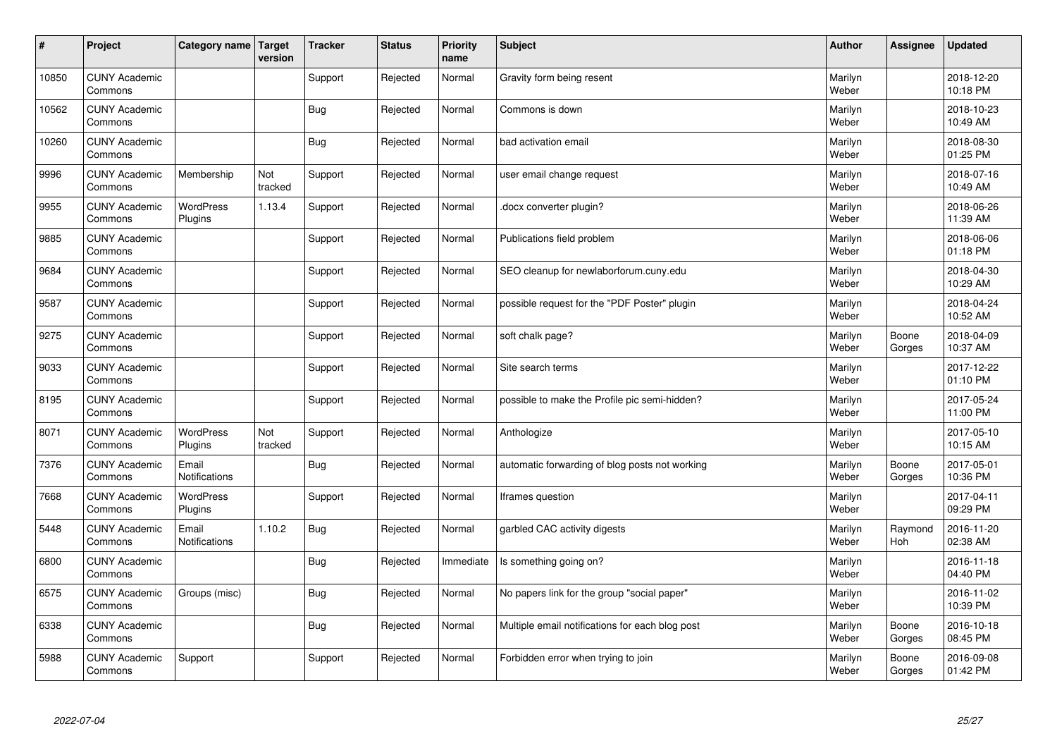| # | Project | Category name | Target version | Tracker | Status | Priority name | Subject | Author | Assignee | Updated |
|---|---|---|---|---|---|---|---|---|---|---|
| 10850 | CUNY Academic Commons | | | Support | Rejected | Normal | Gravity form being resent | Marilyn Weber | | 2018-12-20 10:18 PM |
| 10562 | CUNY Academic Commons | | | Bug | Rejected | Normal | Commons is down | Marilyn Weber | | 2018-10-23 10:49 AM |
| 10260 | CUNY Academic Commons | | | Bug | Rejected | Normal | bad activation email | Marilyn Weber | | 2018-08-30 01:25 PM |
| 9996 | CUNY Academic Commons | Membership | Not tracked | Support | Rejected | Normal | user email change request | Marilyn Weber | | 2018-07-16 10:49 AM |
| 9955 | CUNY Academic Commons | WordPress Plugins | 1.13.4 | Support | Rejected | Normal | .docx converter plugin? | Marilyn Weber | | 2018-06-26 11:39 AM |
| 9885 | CUNY Academic Commons | | | Support | Rejected | Normal | Publications field problem | Marilyn Weber | | 2018-06-06 01:18 PM |
| 9684 | CUNY Academic Commons | | | Support | Rejected | Normal | SEO cleanup for newlaborforum.cuny.edu | Marilyn Weber | | 2018-04-30 10:29 AM |
| 9587 | CUNY Academic Commons | | | Support | Rejected | Normal | possible request for the "PDF Poster" plugin | Marilyn Weber | | 2018-04-24 10:52 AM |
| 9275 | CUNY Academic Commons | | | Support | Rejected | Normal | soft chalk page? | Marilyn Weber | Boone Gorges | 2018-04-09 10:37 AM |
| 9033 | CUNY Academic Commons | | | Support | Rejected | Normal | Site search terms | Marilyn Weber | | 2017-12-22 01:10 PM |
| 8195 | CUNY Academic Commons | | | Support | Rejected | Normal | possible to make the Profile pic semi-hidden? | Marilyn Weber | | 2017-05-24 11:00 PM |
| 8071 | CUNY Academic Commons | WordPress Plugins | Not tracked | Support | Rejected | Normal | Anthologize | Marilyn Weber | | 2017-05-10 10:15 AM |
| 7376 | CUNY Academic Commons | Email Notifications | | Bug | Rejected | Normal | automatic forwarding of blog posts not working | Marilyn Weber | Boone Gorges | 2017-05-01 10:36 PM |
| 7668 | CUNY Academic Commons | WordPress Plugins | | Support | Rejected | Normal | Iframes question | Marilyn Weber | | 2017-04-11 09:29 PM |
| 5448 | CUNY Academic Commons | Email Notifications | 1.10.2 | Bug | Rejected | Normal | garbled CAC activity digests | Marilyn Weber | Raymond Hoh | 2016-11-20 02:38 AM |
| 6800 | CUNY Academic Commons | | | Bug | Rejected | Immediate | Is something going on? | Marilyn Weber | | 2016-11-18 04:40 PM |
| 6575 | CUNY Academic Commons | Groups (misc) | | Bug | Rejected | Normal | No papers link for the group "social paper" | Marilyn Weber | | 2016-11-02 10:39 PM |
| 6338 | CUNY Academic Commons | | | Bug | Rejected | Normal | Multiple email notifications for each blog post | Marilyn Weber | Boone Gorges | 2016-10-18 08:45 PM |
| 5988 | CUNY Academic Commons | Support | | Support | Rejected | Normal | Forbidden error when trying to join | Marilyn Weber | Boone Gorges | 2016-09-08 01:42 PM |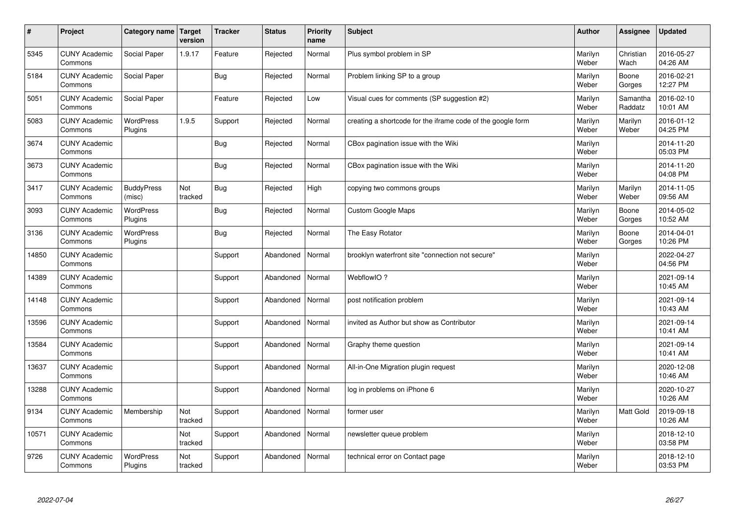| # | Project | Category name | Target version | Tracker | Status | Priority name | Subject | Author | Assignee | Updated |
|---|---|---|---|---|---|---|---|---|---|---|
| 5345 | CUNY Academic Commons | Social Paper | 1.9.17 | Feature | Rejected | Normal | Plus symbol problem in SP | Marilyn Weber | Christian Wach | 2016-05-27 04:26 AM |
| 5184 | CUNY Academic Commons | Social Paper | | Bug | Rejected | Normal | Problem linking SP to a group | Marilyn Weber | Boone Gorges | 2016-02-21 12:27 PM |
| 5051 | CUNY Academic Commons | Social Paper | | Feature | Rejected | Low | Visual cues for comments (SP suggestion #2) | Marilyn Weber | Samantha Raddatz | 2016-02-10 10:01 AM |
| 5083 | CUNY Academic Commons | WordPress Plugins | 1.9.5 | Support | Rejected | Normal | creating a shortcode for the iframe code of the google form | Marilyn Weber | Marilyn Weber | 2016-01-12 04:25 PM |
| 3674 | CUNY Academic Commons | | | Bug | Rejected | Normal | CBox pagination issue with the Wiki | Marilyn Weber | | 2014-11-20 05:03 PM |
| 3673 | CUNY Academic Commons | | | Bug | Rejected | Normal | CBox pagination issue with the Wiki | Marilyn Weber | | 2014-11-20 04:08 PM |
| 3417 | CUNY Academic Commons | BuddyPress (misc) | Not tracked | Bug | Rejected | High | copying two commons groups | Marilyn Weber | Marilyn Weber | 2014-11-05 09:56 AM |
| 3093 | CUNY Academic Commons | WordPress Plugins | | Bug | Rejected | Normal | Custom Google Maps | Marilyn Weber | Boone Gorges | 2014-05-02 10:52 AM |
| 3136 | CUNY Academic Commons | WordPress Plugins | | Bug | Rejected | Normal | The Easy Rotator | Marilyn Weber | Boone Gorges | 2014-04-01 10:26 PM |
| 14850 | CUNY Academic Commons | | | Support | Abandoned | Normal | brooklyn waterfront site "connection not secure" | Marilyn Weber | | 2022-04-27 04:56 PM |
| 14389 | CUNY Academic Commons | | | Support | Abandoned | Normal | WebflowIO ? | Marilyn Weber | | 2021-09-14 10:45 AM |
| 14148 | CUNY Academic Commons | | | Support | Abandoned | Normal | post notification problem | Marilyn Weber | | 2021-09-14 10:43 AM |
| 13596 | CUNY Academic Commons | | | Support | Abandoned | Normal | invited as Author but show as Contributor | Marilyn Weber | | 2021-09-14 10:41 AM |
| 13584 | CUNY Academic Commons | | | Support | Abandoned | Normal | Graphy theme question | Marilyn Weber | | 2021-09-14 10:41 AM |
| 13637 | CUNY Academic Commons | | | Support | Abandoned | Normal | All-in-One Migration plugin request | Marilyn Weber | | 2020-12-08 10:46 AM |
| 13288 | CUNY Academic Commons | | | Support | Abandoned | Normal | log in problems on iPhone 6 | Marilyn Weber | | 2020-10-27 10:26 AM |
| 9134 | CUNY Academic Commons | Membership | Not tracked | Support | Abandoned | Normal | former user | Marilyn Weber | Matt Gold | 2019-09-18 10:26 AM |
| 10571 | CUNY Academic Commons | | Not tracked | Support | Abandoned | Normal | newsletter queue problem | Marilyn Weber | | 2018-12-10 03:58 PM |
| 9726 | CUNY Academic Commons | WordPress Plugins | Not tracked | Support | Abandoned | Normal | technical error on Contact page | Marilyn Weber | | 2018-12-10 03:53 PM |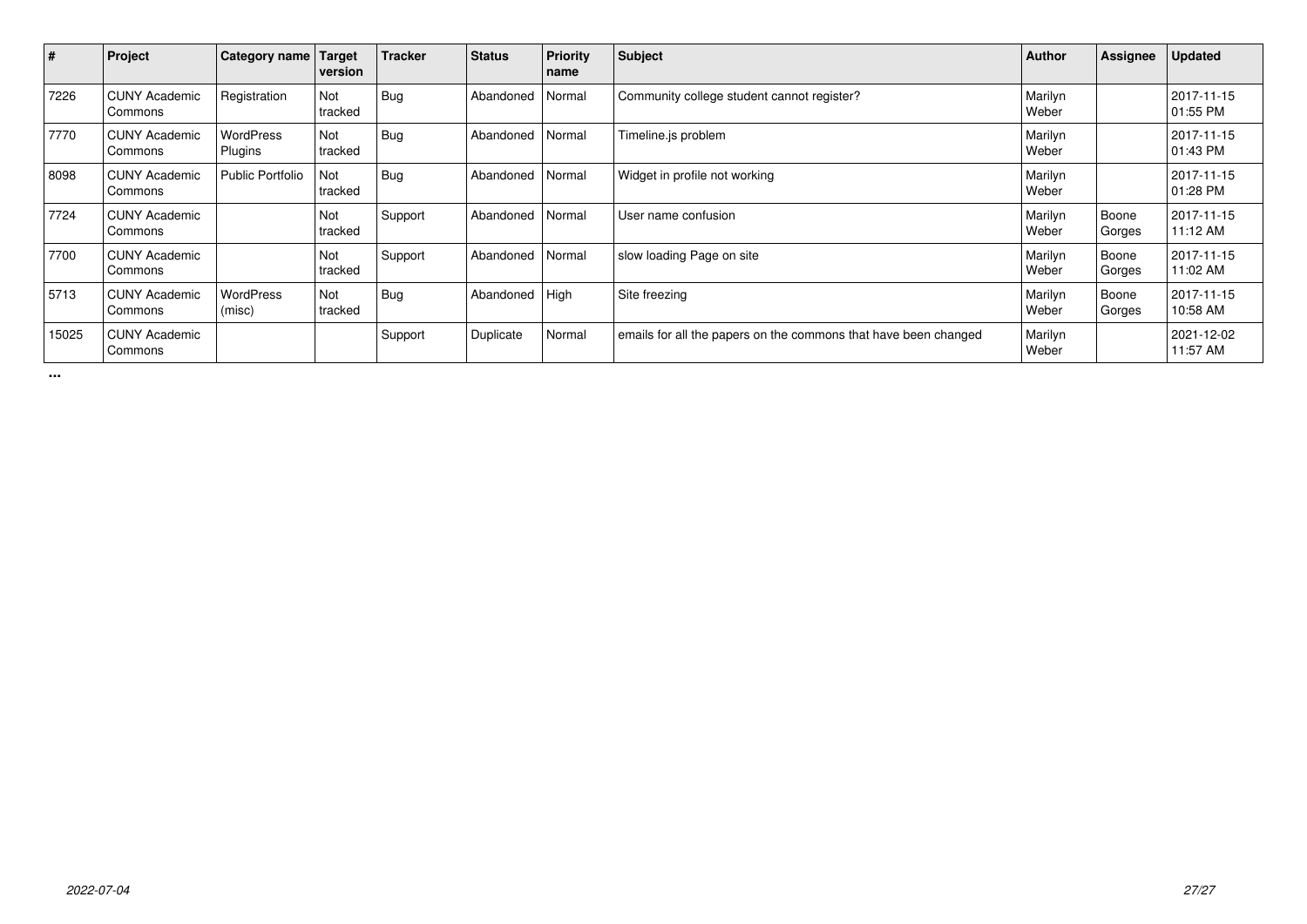| # | Project | Category name | Target version | Tracker | Status | Priority name | Subject | Author | Assignee | Updated |
|---|---|---|---|---|---|---|---|---|---|---|
| 7226 | CUNY Academic Commons | Registration | Not tracked | Bug | Abandoned | Normal | Community college student cannot register? | Marilyn Weber | | 2017-11-15 01:55 PM |
| 7770 | CUNY Academic Commons | WordPress Plugins | Not tracked | Bug | Abandoned | Normal | Timeline.js problem | Marilyn Weber | | 2017-11-15 01:43 PM |
| 8098 | CUNY Academic Commons | Public Portfolio | Not tracked | Bug | Abandoned | Normal | Widget in profile not working | Marilyn Weber | | 2017-11-15 01:28 PM |
| 7724 | CUNY Academic Commons | | Not tracked | Support | Abandoned | Normal | User name confusion | Marilyn Weber | Boone Gorges | 2017-11-15 11:12 AM |
| 7700 | CUNY Academic Commons | | Not tracked | Support | Abandoned | Normal | slow loading Page on site | Marilyn Weber | Boone Gorges | 2017-11-15 11:02 AM |
| 5713 | CUNY Academic Commons | WordPress (misc) | Not tracked | Bug | Abandoned | High | Site freezing | Marilyn Weber | Boone Gorges | 2017-11-15 10:58 AM |
| 15025 | CUNY Academic Commons | | | Support | Duplicate | Normal | emails for all the papers on the commons that have been changed | Marilyn Weber | | 2021-12-02 11:57 AM |

...